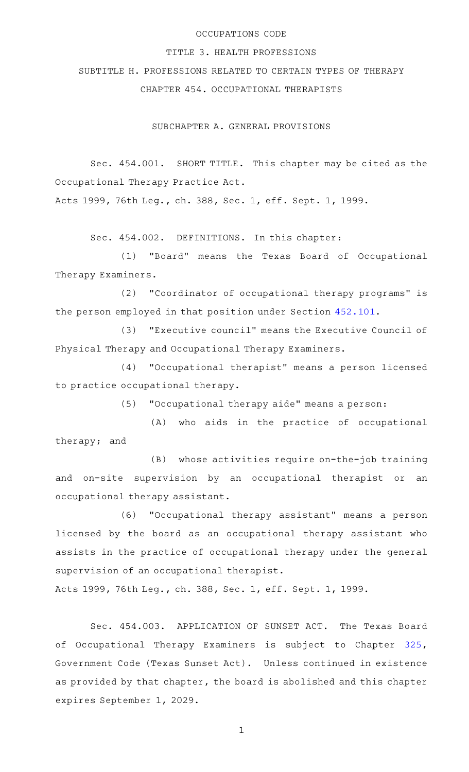# OCCUPATIONS CODE

## TITLE 3. HEALTH PROFESSIONS

## SUBTITLE H. PROFESSIONS RELATED TO CERTAIN TYPES OF THERAPY

## CHAPTER 454. OCCUPATIONAL THERAPISTS

### SUBCHAPTER A. GENERAL PROVISIONS

Sec. 454.001. SHORT TITLE. This chapter may be cited as the Occupational Therapy Practice Act.

Acts 1999, 76th Leg., ch. 388, Sec. 1, eff. Sept. 1, 1999.

Sec. 454.002. DEFINITIONS. In this chapter:

(1) "Board" means the Texas Board of Occupational Therapy Examiners.

(2) "Coordinator of occupational therapy programs" is the person employed in that position under Section 452.101.

(3) "Executive council" means the Executive Council of Physical Therapy and Occupational Therapy Examiners.

(4) "Occupational therapist" means a person licensed to practice occupational therapy.

(5) "Occupational therapy aide" means a person:

(A) who aids in the practice of occupational therapy; and

(B) whose activities require on-the-job training and on-site supervision by an occupational therapist or an occupational therapy assistant.

(6) "Occupational therapy assistant" means a person licensed by the board as an occupational therapy assistant who assists in the practice of occupational therapy under the general supervision of an occupational therapist.

Acts 1999, 76th Leg., ch. 388, Sec. 1, eff. Sept. 1, 1999.

Sec. 454.003. APPLICATION OF SUNSET ACT. The Texas Board of Occupational Therapy Examiners is subject to Chapter 325, Government Code (Texas Sunset Act). Unless continued in existence as provided by that chapter, the board is abolished and this chapter expires September 1, 2029.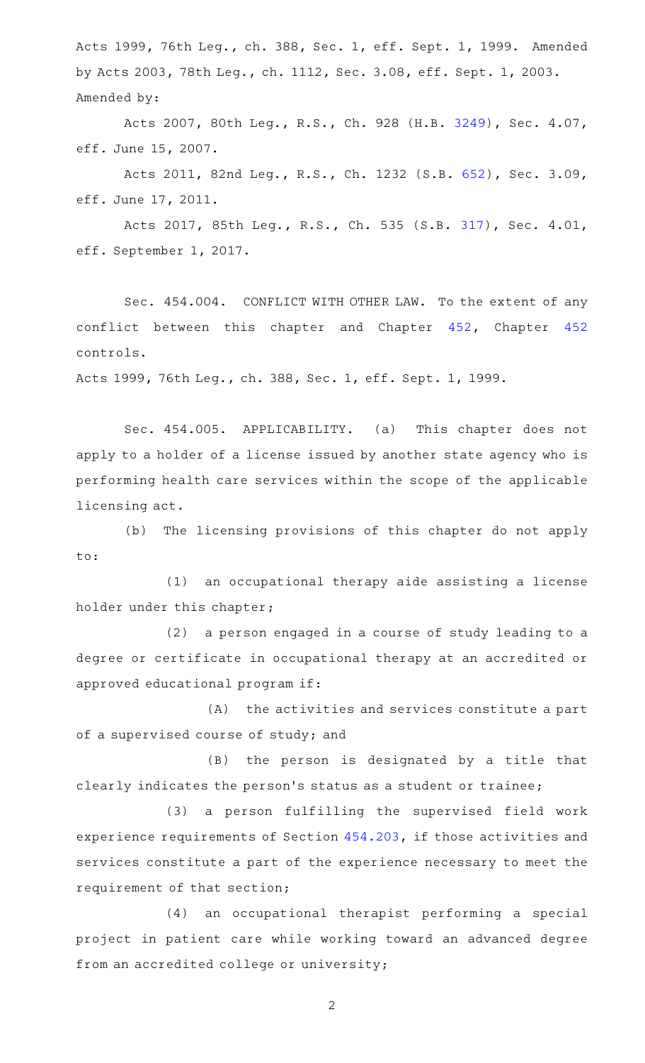Acts 1999, 76th Leg., ch. 388, Sec. 1, eff. Sept. 1, 1999. Amended by Acts 2003, 78th Leg., ch. 1112, Sec. 3.08, eff. Sept. 1, 2003.
Amended by:

Acts 2007, 80th Leg., R.S., Ch. 928 (H.B. 3249), Sec. 4.07, eff. June 15, 2007.

Acts 2011, 82nd Leg., R.S., Ch. 1232 (S.B. 652), Sec. 3.09, eff. June 17, 2011.

Acts 2017, 85th Leg., R.S., Ch. 535 (S.B. 317), Sec. 4.01, eff. September 1, 2017.

Sec. 454.004. CONFLICT WITH OTHER LAW. To the extent of any conflict between this chapter and Chapter 452, Chapter 452 controls.

Acts 1999, 76th Leg., ch. 388, Sec. 1, eff. Sept. 1, 1999.

Sec. 454.005. APPLICABILITY. (a) This chapter does not apply to a holder of a license issued by another state agency who is performing health care services within the scope of the applicable licensing act.

(b) The licensing provisions of this chapter do not apply to:

(1) an occupational therapy aide assisting a license holder under this chapter;

(2) a person engaged in a course of study leading to a degree or certificate in occupational therapy at an accredited or approved educational program if:

(A) the activities and services constitute a part of a supervised course of study; and

(B) the person is designated by a title that clearly indicates the person's status as a student or trainee;

(3) a person fulfilling the supervised field work experience requirements of Section 454.203, if those activities and services constitute a part of the experience necessary to meet the requirement of that section;

(4) an occupational therapist performing a special project in patient care while working toward an advanced degree from an accredited college or university;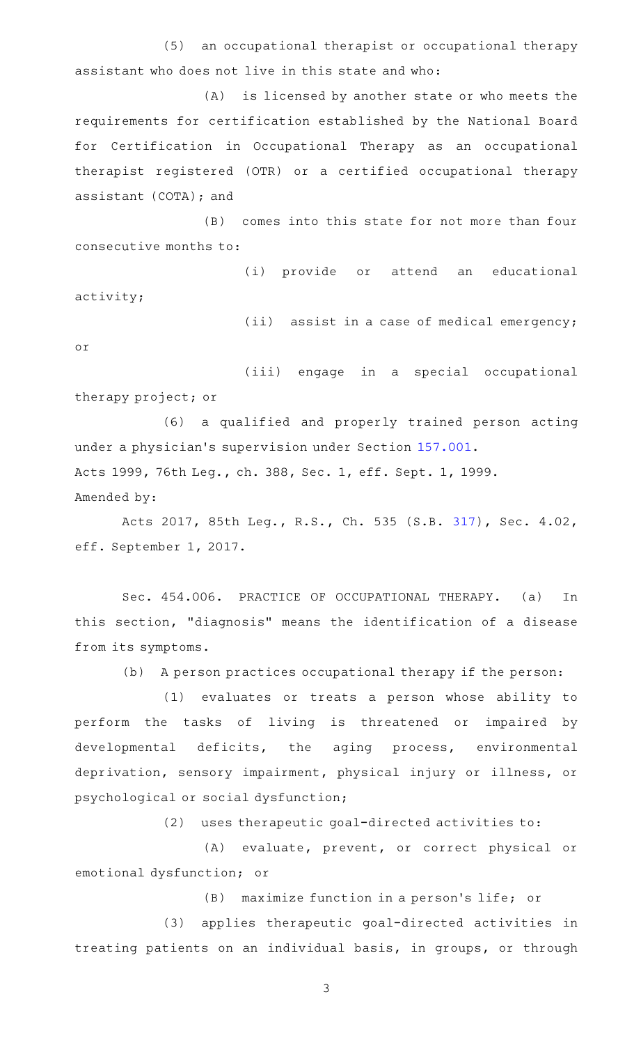(5) an occupational therapist or occupational therapy assistant who does not live in this state and who:

(A) is licensed by another state or who meets the requirements for certification established by the National Board for Certification in Occupational Therapy as an occupational therapist registered (OTR) or a certified occupational therapy assistant (COTA); and

(B) comes into this state for not more than four consecutive months to:

(i) provide or attend an educational activity;

(ii) assist in a case of medical emergency; or

(iii) engage in a special occupational therapy project; or

(6) a qualified and properly trained person acting under a physician's supervision under Section 157.001.

Acts 1999, 76th Leg., ch. 388, Sec. 1, eff. Sept. 1, 1999.

Amended by:

Acts 2017, 85th Leg., R.S., Ch. 535 (S.B. 317), Sec. 4.02, eff. September 1, 2017.

Sec. 454.006. PRACTICE OF OCCUPATIONAL THERAPY. (a) In this section, "diagnosis" means the identification of a disease from its symptoms.

(b) A person practices occupational therapy if the person:

(1) evaluates or treats a person whose ability to perform the tasks of living is threatened or impaired by developmental deficits, the aging process, environmental deprivation, sensory impairment, physical injury or illness, or psychological or social dysfunction;

(2) uses therapeutic goal-directed activities to:

(A) evaluate, prevent, or correct physical or emotional dysfunction; or

(B) maximize function in a person's life; or

(3) applies therapeutic goal-directed activities in treating patients on an individual basis, in groups, or through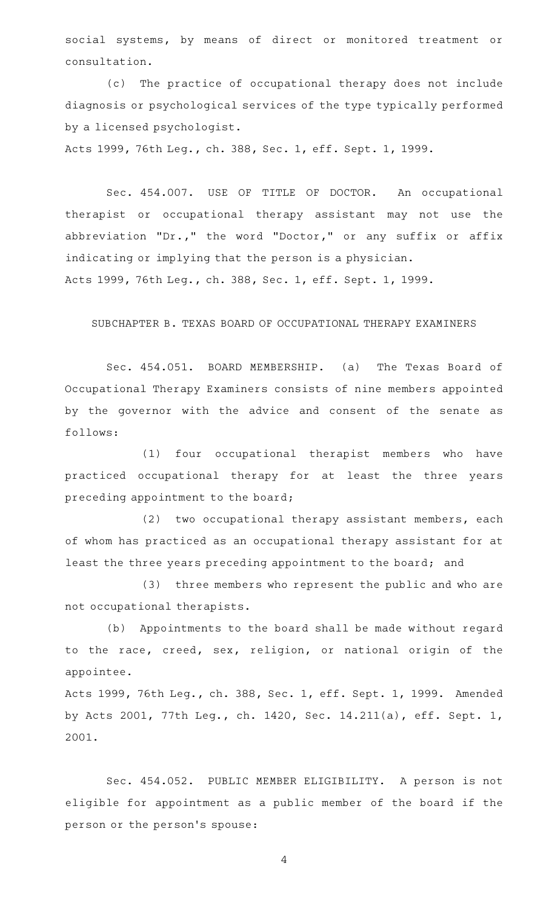social systems, by means of direct or monitored treatment or consultation.

(c) The practice of occupational therapy does not include diagnosis or psychological services of the type typically performed by a licensed psychologist.

Acts 1999, 76th Leg., ch. 388, Sec. 1, eff. Sept. 1, 1999.

Sec. 454.007. USE OF TITLE OF DOCTOR. An occupational therapist or occupational therapy assistant may not use the abbreviation "Dr.," the word "Doctor," or any suffix or affix indicating or implying that the person is a physician.

Acts 1999, 76th Leg., ch. 388, Sec. 1, eff. Sept. 1, 1999.

## SUBCHAPTER B. TEXAS BOARD OF OCCUPATIONAL THERAPY EXAMINERS

Sec. 454.051. BOARD MEMBERSHIP. (a) The Texas Board of Occupational Therapy Examiners consists of nine members appointed by the governor with the advice and consent of the senate as follows:

(1) four occupational therapist members who have practiced occupational therapy for at least the three years preceding appointment to the board;

(2) two occupational therapy assistant members, each of whom has practiced as an occupational therapy assistant for at least the three years preceding appointment to the board; and

(3) three members who represent the public and who are not occupational therapists.

(b) Appointments to the board shall be made without regard to the race, creed, sex, religion, or national origin of the appointee.

Acts 1999, 76th Leg., ch. 388, Sec. 1, eff. Sept. 1, 1999. Amended by Acts 2001, 77th Leg., ch. 1420, Sec. 14.211(a), eff. Sept. 1, 2001.

Sec. 454.052. PUBLIC MEMBER ELIGIBILITY. A person is not eligible for appointment as a public member of the board if the person or the person's spouse: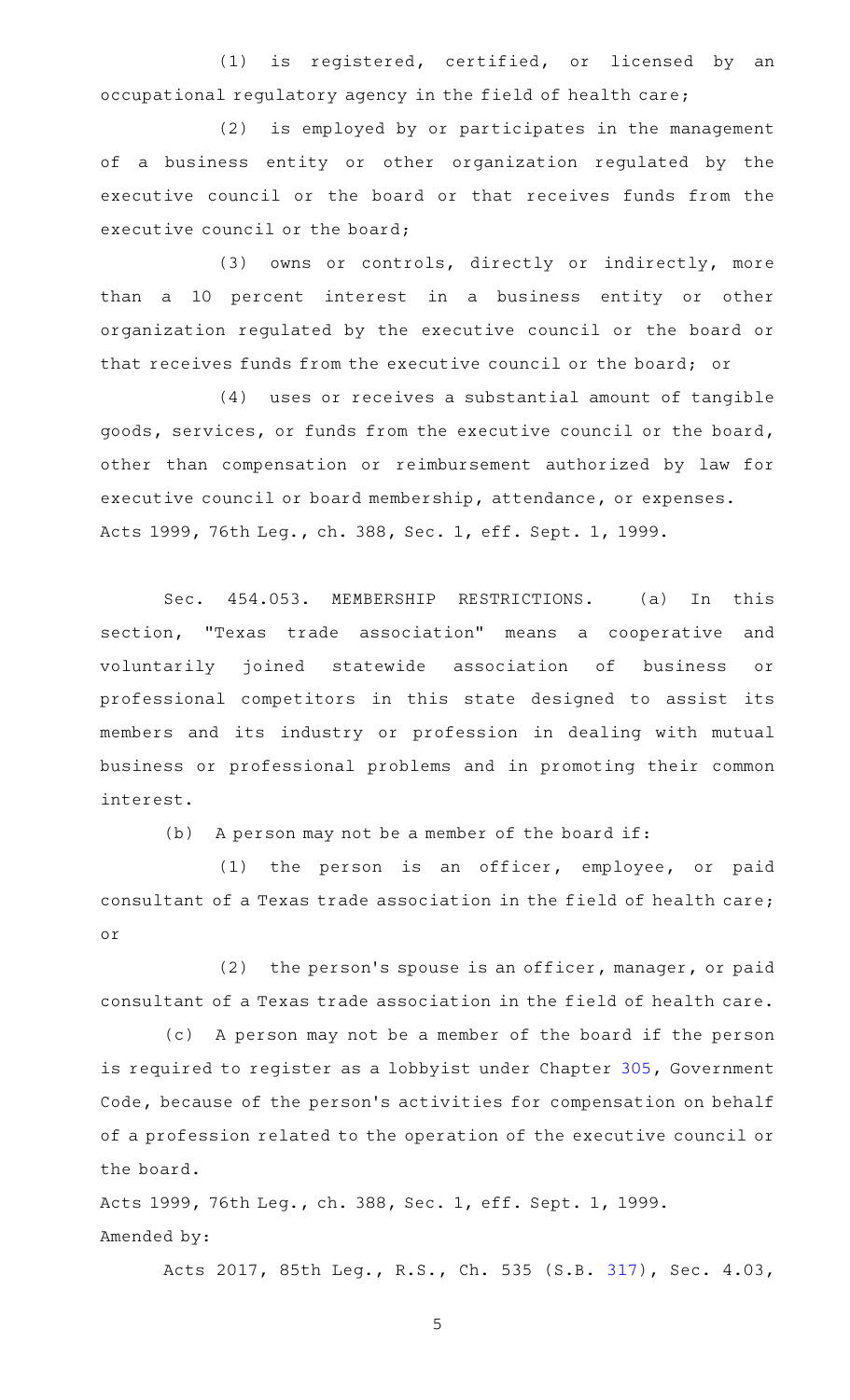(1) is registered, certified, or licensed by an occupational regulatory agency in the field of health care;

(2) is employed by or participates in the management of a business entity or other organization regulated by the executive council or the board or that receives funds from the executive council or the board;

(3) owns or controls, directly or indirectly, more than a 10 percent interest in a business entity or other organization regulated by the executive council or the board or that receives funds from the executive council or the board; or

(4) uses or receives a substantial amount of tangible goods, services, or funds from the executive council or the board, other than compensation or reimbursement authorized by law for executive council or board membership, attendance, or expenses.

Acts 1999, 76th Leg., ch. 388, Sec. 1, eff. Sept. 1, 1999.

Sec. 454.053. MEMBERSHIP RESTRICTIONS. (a) In this section, "Texas trade association" means a cooperative and voluntarily joined statewide association of business or professional competitors in this state designed to assist its members and its industry or profession in dealing with mutual business or professional problems and in promoting their common interest.

(b) A person may not be a member of the board if:

(1) the person is an officer, employee, or paid consultant of a Texas trade association in the field of health care; or

(2) the person's spouse is an officer, manager, or paid consultant of a Texas trade association in the field of health care.

(c) A person may not be a member of the board if the person is required to register as a lobbyist under Chapter 305, Government Code, because of the person's activities for compensation on behalf of a profession related to the operation of the executive council or the board.

Acts 1999, 76th Leg., ch. 388, Sec. 1, eff. Sept. 1, 1999.

Amended by:

Acts 2017, 85th Leg., R.S., Ch. 535 (S.B. 317), Sec. 4.03,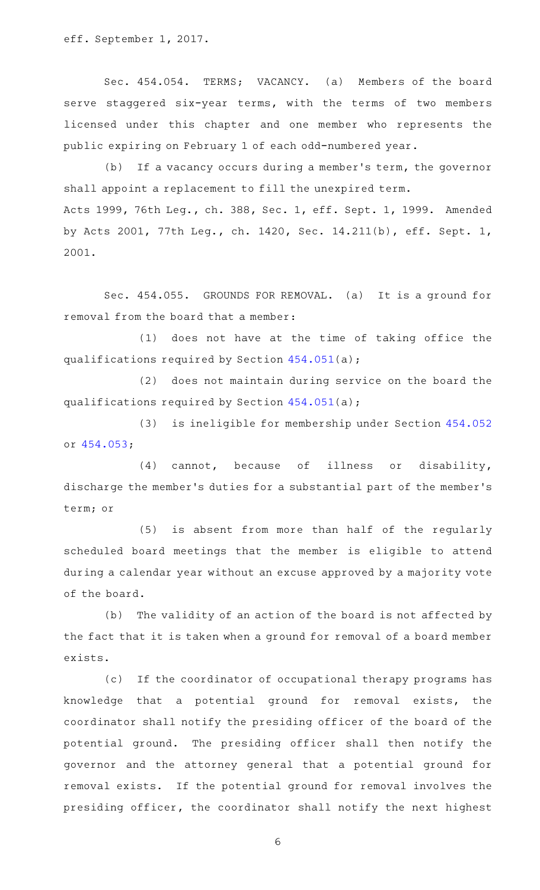eff. September 1, 2017.

Sec. 454.054. TERMS; VACANCY. (a) Members of the board serve staggered six-year terms, with the terms of two members licensed under this chapter and one member who represents the public expiring on February 1 of each odd-numbered year.

(b) If a vacancy occurs during a member's term, the governor shall appoint a replacement to fill the unexpired term.

Acts 1999, 76th Leg., ch. 388, Sec. 1, eff. Sept. 1, 1999. Amended by Acts 2001, 77th Leg., ch. 1420, Sec. 14.211(b), eff. Sept. 1, 2001.

Sec. 454.055. GROUNDS FOR REMOVAL. (a) It is a ground for removal from the board that a member:

(1) does not have at the time of taking office the qualifications required by Section 454.051(a);

(2) does not maintain during service on the board the qualifications required by Section 454.051(a);

(3) is ineligible for membership under Section 454.052 or 454.053;

(4) cannot, because of illness or disability, discharge the member's duties for a substantial part of the member's term; or

(5) is absent from more than half of the regularly scheduled board meetings that the member is eligible to attend during a calendar year without an excuse approved by a majority vote of the board.

(b) The validity of an action of the board is not affected by the fact that it is taken when a ground for removal of a board member exists.

(c) If the coordinator of occupational therapy programs has knowledge that a potential ground for removal exists, the coordinator shall notify the presiding officer of the board of the potential ground. The presiding officer shall then notify the governor and the attorney general that a potential ground for removal exists. If the potential ground for removal involves the presiding officer, the coordinator shall notify the next highest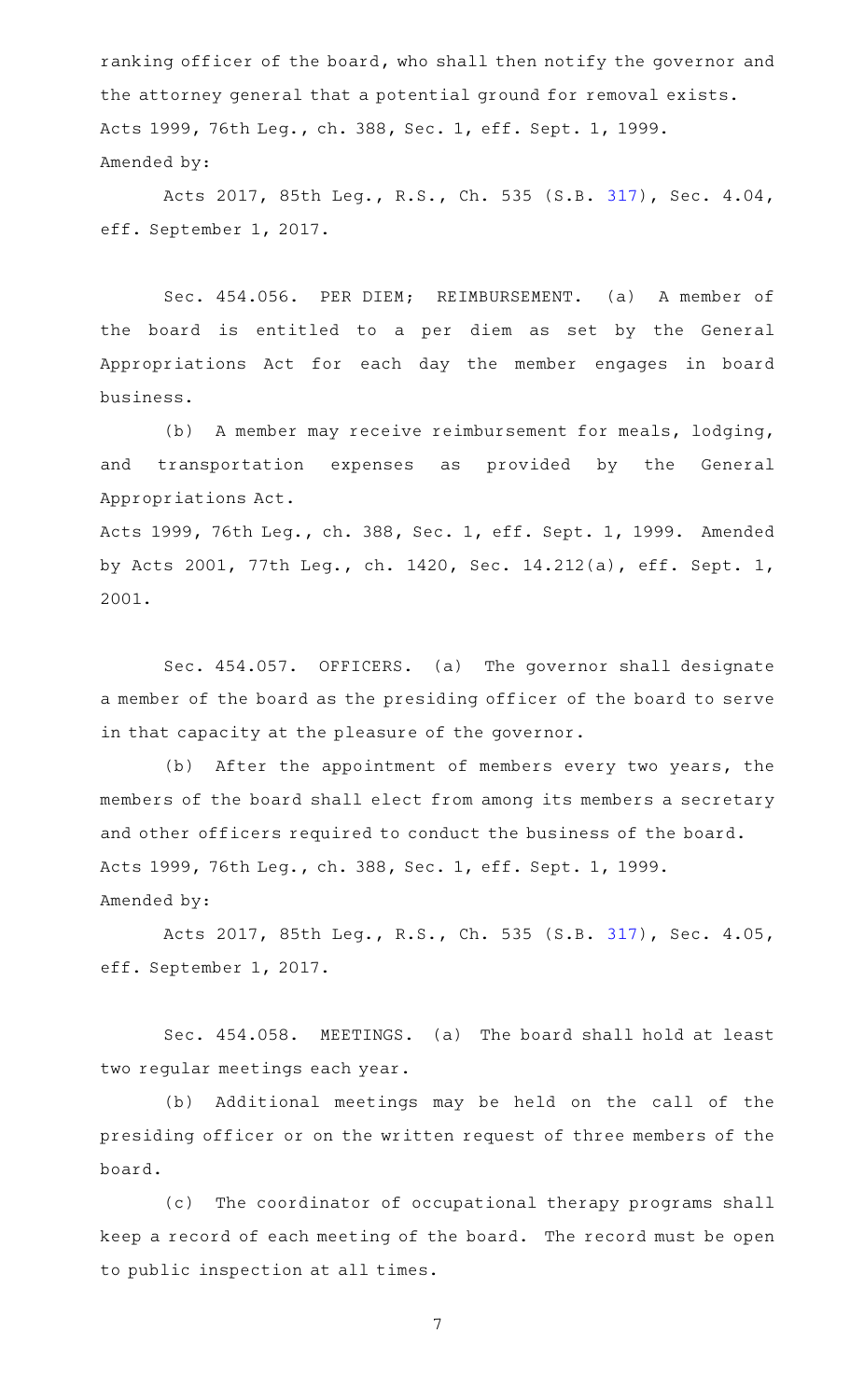ranking officer of the board, who shall then notify the governor and the attorney general that a potential ground for removal exists.
Acts 1999, 76th Leg., ch. 388, Sec. 1, eff. Sept. 1, 1999.
Amended by:

Acts 2017, 85th Leg., R.S., Ch. 535 (S.B. 317), Sec. 4.04, eff. September 1, 2017.

Sec. 454.056. PER DIEM; REIMBURSEMENT. (a) A member of the board is entitled to a per diem as set by the General Appropriations Act for each day the member engages in board business.

(b) A member may receive reimbursement for meals, lodging, and transportation expenses as provided by the General Appropriations Act.
Acts 1999, 76th Leg., ch. 388, Sec. 1, eff. Sept. 1, 1999. Amended by Acts 2001, 77th Leg., ch. 1420, Sec. 14.212(a), eff. Sept. 1, 2001.

Sec. 454.057. OFFICERS. (a) The governor shall designate a member of the board as the presiding officer of the board to serve in that capacity at the pleasure of the governor.

(b) After the appointment of members every two years, the members of the board shall elect from among its members a secretary and other officers required to conduct the business of the board.
Acts 1999, 76th Leg., ch. 388, Sec. 1, eff. Sept. 1, 1999.
Amended by:

Acts 2017, 85th Leg., R.S., Ch. 535 (S.B. 317), Sec. 4.05, eff. September 1, 2017.

Sec. 454.058. MEETINGS. (a) The board shall hold at least two regular meetings each year.

(b) Additional meetings may be held on the call of the presiding officer or on the written request of three members of the board.

(c) The coordinator of occupational therapy programs shall keep a record of each meeting of the board. The record must be open to public inspection at all times.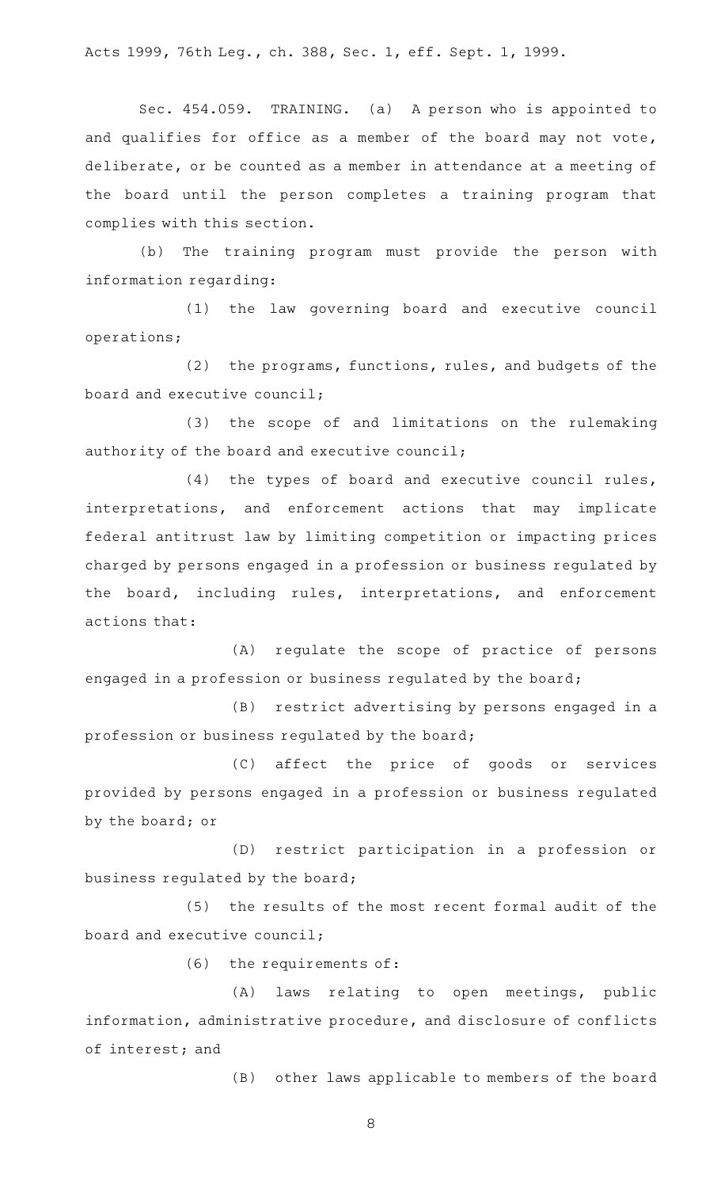Acts 1999, 76th Leg., ch. 388, Sec. 1, eff. Sept. 1, 1999.

Sec. 454.059. TRAINING. (a) A person who is appointed to and qualifies for office as a member of the board may not vote, deliberate, or be counted as a member in attendance at a meeting of the board until the person completes a training program that complies with this section.

(b) The training program must provide the person with information regarding:

(1) the law governing board and executive council operations;

(2) the programs, functions, rules, and budgets of the board and executive council;

(3) the scope of and limitations on the rulemaking authority of the board and executive council;

(4) the types of board and executive council rules, interpretations, and enforcement actions that may implicate federal antitrust law by limiting competition or impacting prices charged by persons engaged in a profession or business regulated by the board, including rules, interpretations, and enforcement actions that:

(A) regulate the scope of practice of persons engaged in a profession or business regulated by the board;

(B) restrict advertising by persons engaged in a profession or business regulated by the board;

(C) affect the price of goods or services provided by persons engaged in a profession or business regulated by the board; or

(D) restrict participation in a profession or business regulated by the board;

(5) the results of the most recent formal audit of the board and executive council;

(6) the requirements of:

(A) laws relating to open meetings, public information, administrative procedure, and disclosure of conflicts of interest; and

(B) other laws applicable to members of the board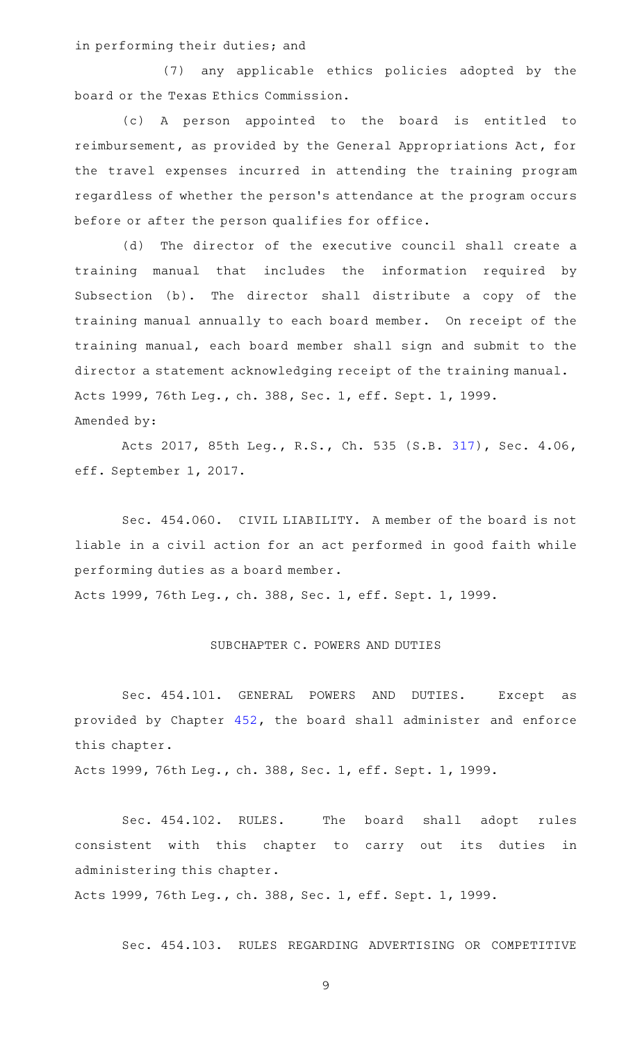in performing their duties; and

(7) any applicable ethics policies adopted by the board or the Texas Ethics Commission.

(c) A person appointed to the board is entitled to reimbursement, as provided by the General Appropriations Act, for the travel expenses incurred in attending the training program regardless of whether the person's attendance at the program occurs before or after the person qualifies for office.

(d) The director of the executive council shall create a training manual that includes the information required by Subsection (b). The director shall distribute a copy of the training manual annually to each board member. On receipt of the training manual, each board member shall sign and submit to the director a statement acknowledging receipt of the training manual.

Acts 1999, 76th Leg., ch. 388, Sec. 1, eff. Sept. 1, 1999.

Amended by:

Acts 2017, 85th Leg., R.S., Ch. 535 (S.B. 317), Sec. 4.06, eff. September 1, 2017.

Sec. 454.060. CIVIL LIABILITY. A member of the board is not liable in a civil action for an act performed in good faith while performing duties as a board member.

Acts 1999, 76th Leg., ch. 388, Sec. 1, eff. Sept. 1, 1999.

## SUBCHAPTER C. POWERS AND DUTIES

Sec. 454.101. GENERAL POWERS AND DUTIES. Except as provided by Chapter 452, the board shall administer and enforce this chapter.

Acts 1999, 76th Leg., ch. 388, Sec. 1, eff. Sept. 1, 1999.

Sec. 454.102. RULES. The board shall adopt rules consistent with this chapter to carry out its duties in administering this chapter.

Acts 1999, 76th Leg., ch. 388, Sec. 1, eff. Sept. 1, 1999.

Sec. 454.103. RULES REGARDING ADVERTISING OR COMPETITIVE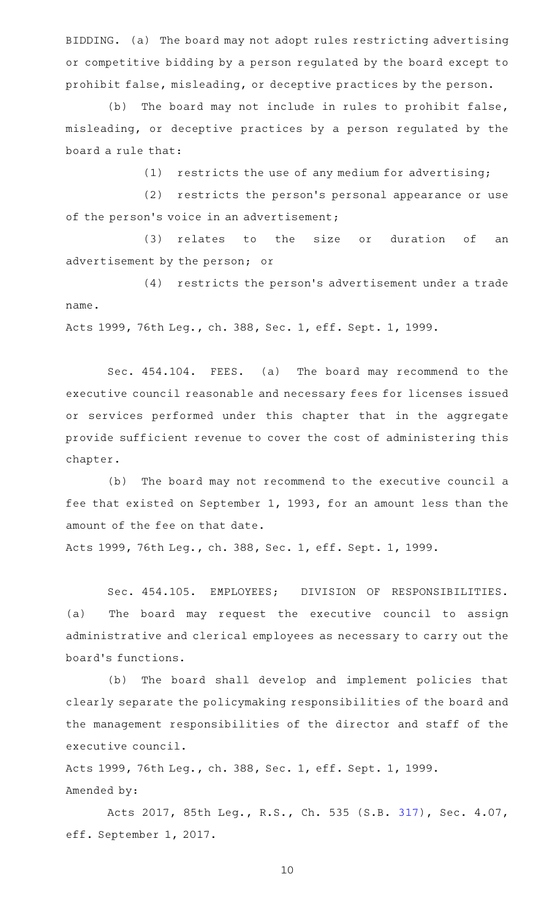BIDDING. (a) The board may not adopt rules restricting advertising or competitive bidding by a person regulated by the board except to prohibit false, misleading, or deceptive practices by the person.

(b) The board may not include in rules to prohibit false, misleading, or deceptive practices by a person regulated by the board a rule that:

(1) restricts the use of any medium for advertising;

(2) restricts the person's personal appearance or use of the person's voice in an advertisement;

(3) relates to the size or duration of an advertisement by the person; or

(4) restricts the person's advertisement under a trade name.

Acts 1999, 76th Leg., ch. 388, Sec. 1, eff. Sept. 1, 1999.

Sec. 454.104. FEES. (a) The board may recommend to the executive council reasonable and necessary fees for licenses issued or services performed under this chapter that in the aggregate provide sufficient revenue to cover the cost of administering this chapter.

(b) The board may not recommend to the executive council a fee that existed on September 1, 1993, for an amount less than the amount of the fee on that date.

Acts 1999, 76th Leg., ch. 388, Sec. 1, eff. Sept. 1, 1999.

Sec. 454.105. EMPLOYEES; DIVISION OF RESPONSIBILITIES. (a) The board may request the executive council to assign administrative and clerical employees as necessary to carry out the board's functions.

(b) The board shall develop and implement policies that clearly separate the policymaking responsibilities of the board and the management responsibilities of the director and staff of the executive council.

Acts 1999, 76th Leg., ch. 388, Sec. 1, eff. Sept. 1, 1999.
Amended by:

Acts 2017, 85th Leg., R.S., Ch. 535 (S.B. 317), Sec. 4.07, eff. September 1, 2017.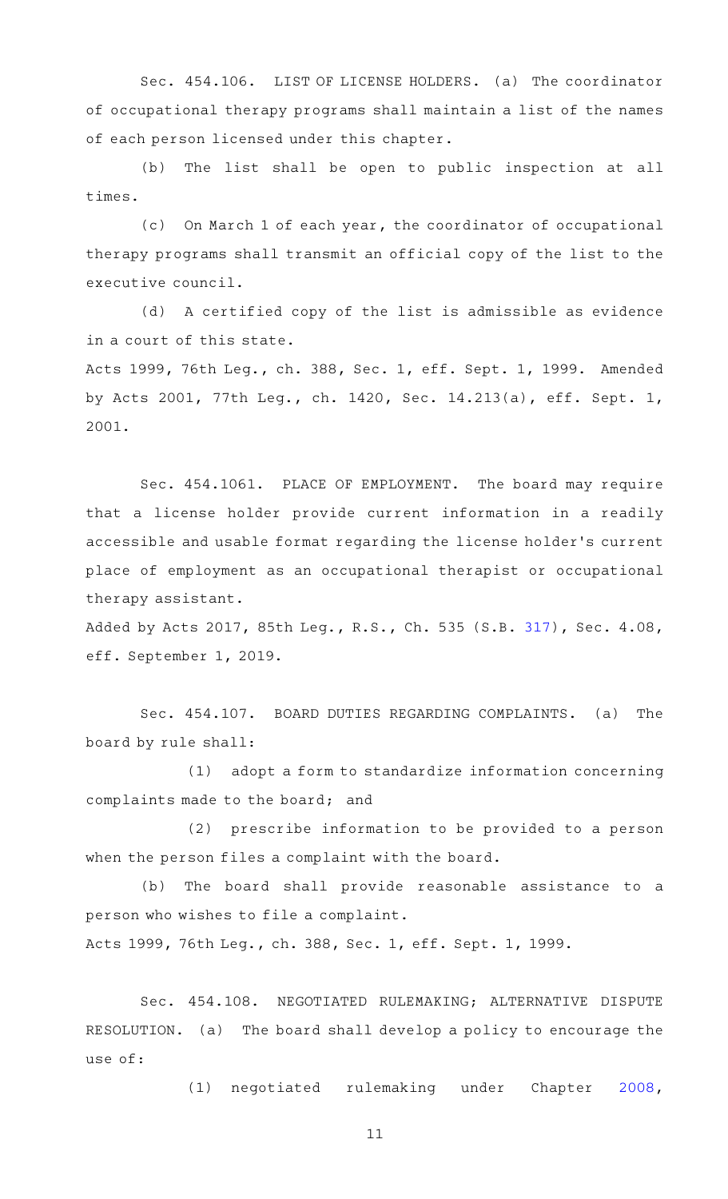Sec. 454.106. LIST OF LICENSE HOLDERS. (a) The coordinator of occupational therapy programs shall maintain a list of the names of each person licensed under this chapter.

(b) The list shall be open to public inspection at all times.

(c) On March 1 of each year, the coordinator of occupational therapy programs shall transmit an official copy of the list to the executive council.

(d) A certified copy of the list is admissible as evidence in a court of this state.

Acts 1999, 76th Leg., ch. 388, Sec. 1, eff. Sept. 1, 1999. Amended by Acts 2001, 77th Leg., ch. 1420, Sec. 14.213(a), eff. Sept. 1, 2001.

Sec. 454.1061. PLACE OF EMPLOYMENT. The board may require that a license holder provide current information in a readily accessible and usable format regarding the license holder's current place of employment as an occupational therapist or occupational therapy assistant.

Added by Acts 2017, 85th Leg., R.S., Ch. 535 (S.B. 317), Sec. 4.08, eff. September 1, 2019.

Sec. 454.107. BOARD DUTIES REGARDING COMPLAINTS. (a) The board by rule shall:

(1) adopt a form to standardize information concerning complaints made to the board; and

(2) prescribe information to be provided to a person when the person files a complaint with the board.

(b) The board shall provide reasonable assistance to a person who wishes to file a complaint.

Acts 1999, 76th Leg., ch. 388, Sec. 1, eff. Sept. 1, 1999.

Sec. 454.108. NEGOTIATED RULEMAKING; ALTERNATIVE DISPUTE RESOLUTION. (a) The board shall develop a policy to encourage the use of:

(1) negotiated rulemaking under Chapter 2008,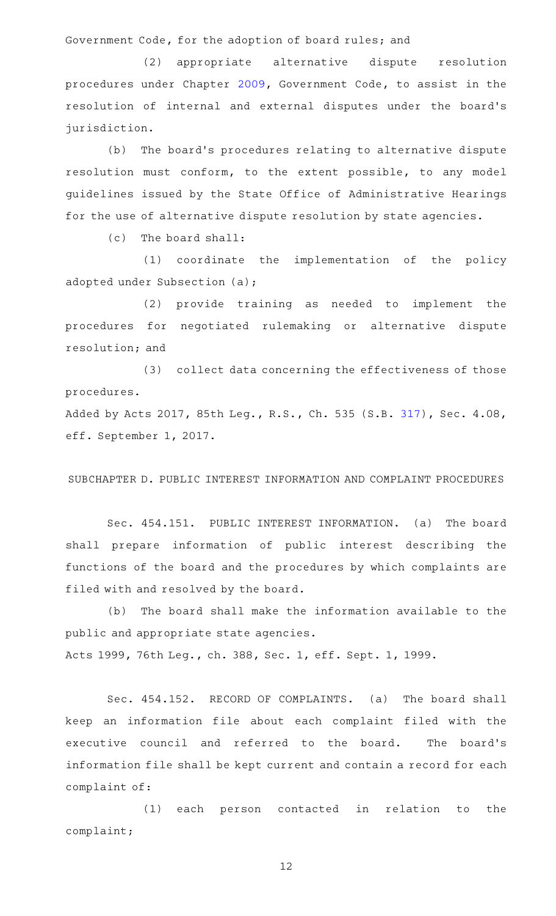Government Code, for the adoption of board rules; and

(2) appropriate alternative dispute resolution procedures under Chapter 2009, Government Code, to assist in the resolution of internal and external disputes under the board's jurisdiction.

(b) The board's procedures relating to alternative dispute resolution must conform, to the extent possible, to any model guidelines issued by the State Office of Administrative Hearings for the use of alternative dispute resolution by state agencies.

(c) The board shall:

(1) coordinate the implementation of the policy adopted under Subsection (a);

(2) provide training as needed to implement the procedures for negotiated rulemaking or alternative dispute resolution; and

(3) collect data concerning the effectiveness of those procedures.

Added by Acts 2017, 85th Leg., R.S., Ch. 535 (S.B. 317), Sec. 4.08, eff. September 1, 2017.

## SUBCHAPTER D. PUBLIC INTEREST INFORMATION AND COMPLAINT PROCEDURES

Sec. 454.151. PUBLIC INTEREST INFORMATION. (a) The board shall prepare information of public interest describing the functions of the board and the procedures by which complaints are filed with and resolved by the board.

(b) The board shall make the information available to the public and appropriate state agencies.

Acts 1999, 76th Leg., ch. 388, Sec. 1, eff. Sept. 1, 1999.

Sec. 454.152. RECORD OF COMPLAINTS. (a) The board shall keep an information file about each complaint filed with the executive council and referred to the board. The board's information file shall be kept current and contain a record for each complaint of:

(1) each person contacted in relation to the complaint;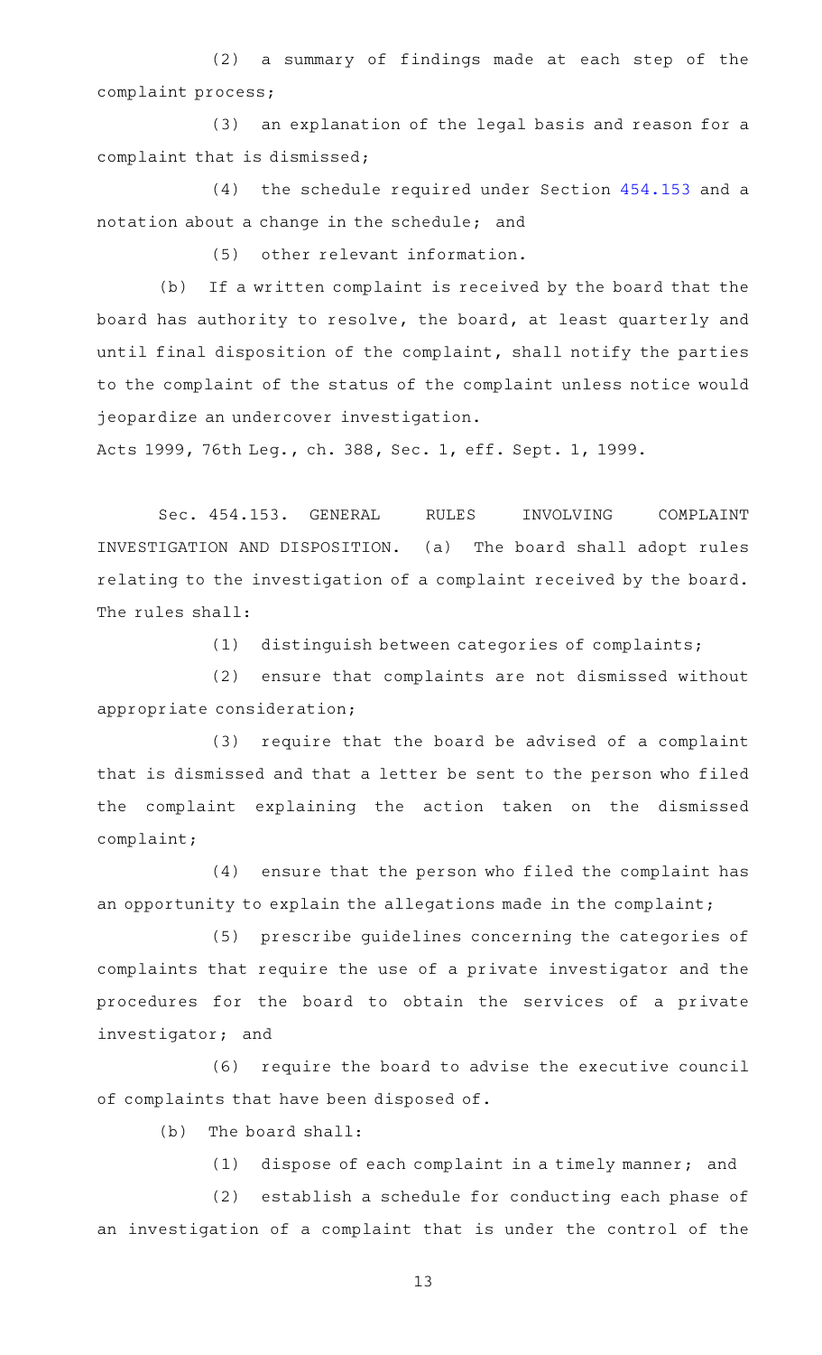(2) a summary of findings made at each step of the complaint process;

(3) an explanation of the legal basis and reason for a complaint that is dismissed;

(4) the schedule required under Section 454.153 and a notation about a change in the schedule; and

(5) other relevant information.

(b) If a written complaint is received by the board that the board has authority to resolve, the board, at least quarterly and until final disposition of the complaint, shall notify the parties to the complaint of the status of the complaint unless notice would jeopardize an undercover investigation.

Acts 1999, 76th Leg., ch. 388, Sec. 1, eff. Sept. 1, 1999.

Sec. 454.153. GENERAL RULES INVOLVING COMPLAINT INVESTIGATION AND DISPOSITION. (a) The board shall adopt rules relating to the investigation of a complaint received by the board. The rules shall:

(1) distinguish between categories of complaints;

(2) ensure that complaints are not dismissed without appropriate consideration;

(3) require that the board be advised of a complaint that is dismissed and that a letter be sent to the person who filed the complaint explaining the action taken on the dismissed complaint;

(4) ensure that the person who filed the complaint has an opportunity to explain the allegations made in the complaint;

(5) prescribe guidelines concerning the categories of complaints that require the use of a private investigator and the procedures for the board to obtain the services of a private investigator; and

(6) require the board to advise the executive council of complaints that have been disposed of.

(b) The board shall:

(1) dispose of each complaint in a timely manner; and

(2) establish a schedule for conducting each phase of an investigation of a complaint that is under the control of the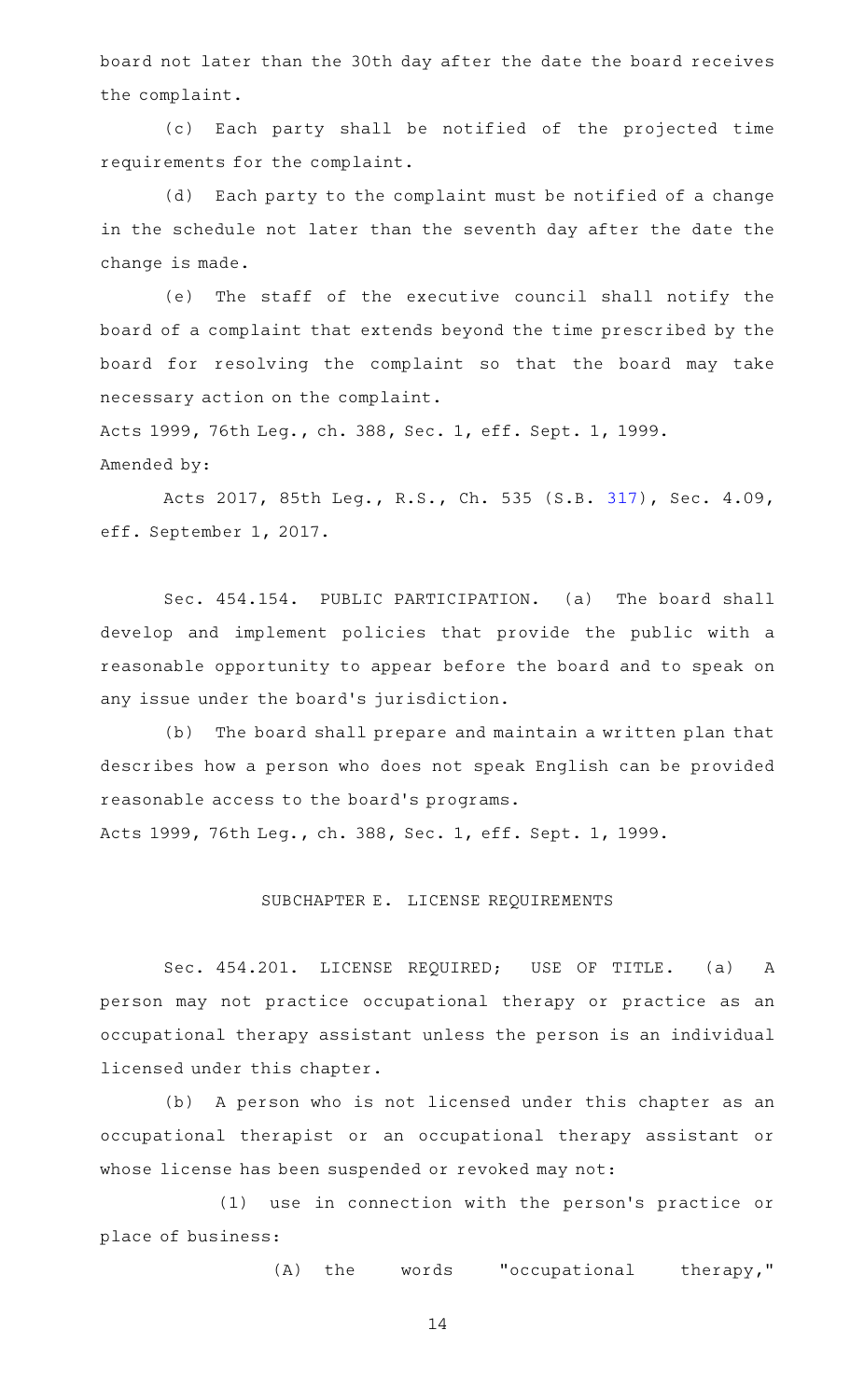board not later than the 30th day after the date the board receives the complaint.

(c) Each party shall be notified of the projected time requirements for the complaint.

(d) Each party to the complaint must be notified of a change in the schedule not later than the seventh day after the date the change is made.

(e) The staff of the executive council shall notify the board of a complaint that extends beyond the time prescribed by the board for resolving the complaint so that the board may take necessary action on the complaint.

Acts 1999, 76th Leg., ch. 388, Sec. 1, eff. Sept. 1, 1999.

Amended by:

Acts 2017, 85th Leg., R.S., Ch. 535 (S.B. 317), Sec. 4.09, eff. September 1, 2017.

Sec. 454.154. PUBLIC PARTICIPATION. (a) The board shall develop and implement policies that provide the public with a reasonable opportunity to appear before the board and to speak on any issue under the board's jurisdiction.

(b) The board shall prepare and maintain a written plan that describes how a person who does not speak English can be provided reasonable access to the board's programs.

Acts 1999, 76th Leg., ch. 388, Sec. 1, eff. Sept. 1, 1999.

## SUBCHAPTER E. LICENSE REQUIREMENTS

Sec. 454.201. LICENSE REQUIRED; USE OF TITLE. (a) A person may not practice occupational therapy or practice as an occupational therapy assistant unless the person is an individual licensed under this chapter.

(b) A person who is not licensed under this chapter as an occupational therapist or an occupational therapy assistant or whose license has been suspended or revoked may not:

(1) use in connection with the person's practice or place of business:

(A) the words "occupational therapy,"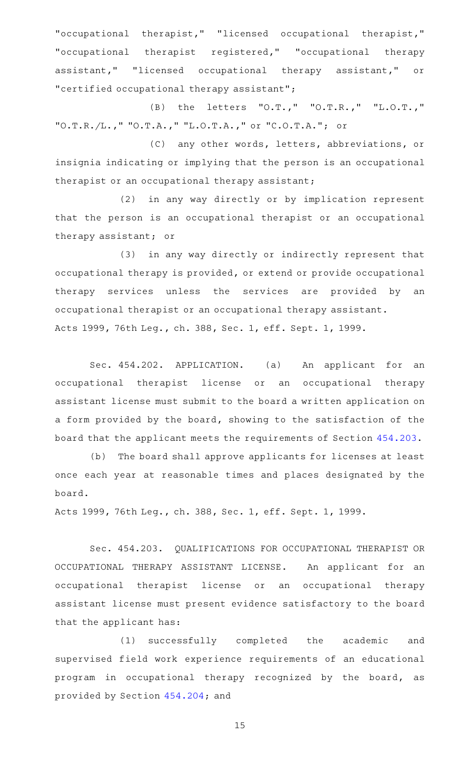"occupational therapist," "licensed occupational therapist," "occupational therapist registered," "occupational therapy assistant," "licensed occupational therapy assistant," or "certified occupational therapy assistant";

(B) the letters "O.T.," "O.T.R.," "L.O.T.," "O.T.R./L.," "O.T.A.," "L.O.T.A.," or "C.O.T.A."; or

(C) any other words, letters, abbreviations, or insignia indicating or implying that the person is an occupational therapist or an occupational therapy assistant;

(2) in any way directly or by implication represent that the person is an occupational therapist or an occupational therapy assistant; or

(3) in any way directly or indirectly represent that occupational therapy is provided, or extend or provide occupational therapy services unless the services are provided by an occupational therapist or an occupational therapy assistant.

Acts 1999, 76th Leg., ch. 388, Sec. 1, eff. Sept. 1, 1999.

Sec. 454.202. APPLICATION. (a) An applicant for an occupational therapist license or an occupational therapy assistant license must submit to the board a written application on a form provided by the board, showing to the satisfaction of the board that the applicant meets the requirements of Section 454.203.

(b) The board shall approve applicants for licenses at least once each year at reasonable times and places designated by the board.

Acts 1999, 76th Leg., ch. 388, Sec. 1, eff. Sept. 1, 1999.

Sec. 454.203. QUALIFICATIONS FOR OCCUPATIONAL THERAPIST OR OCCUPATIONAL THERAPY ASSISTANT LICENSE. An applicant for an occupational therapist license or an occupational therapy assistant license must present evidence satisfactory to the board that the applicant has:

(1) successfully completed the academic and supervised field work experience requirements of an educational program in occupational therapy recognized by the board, as provided by Section 454.204; and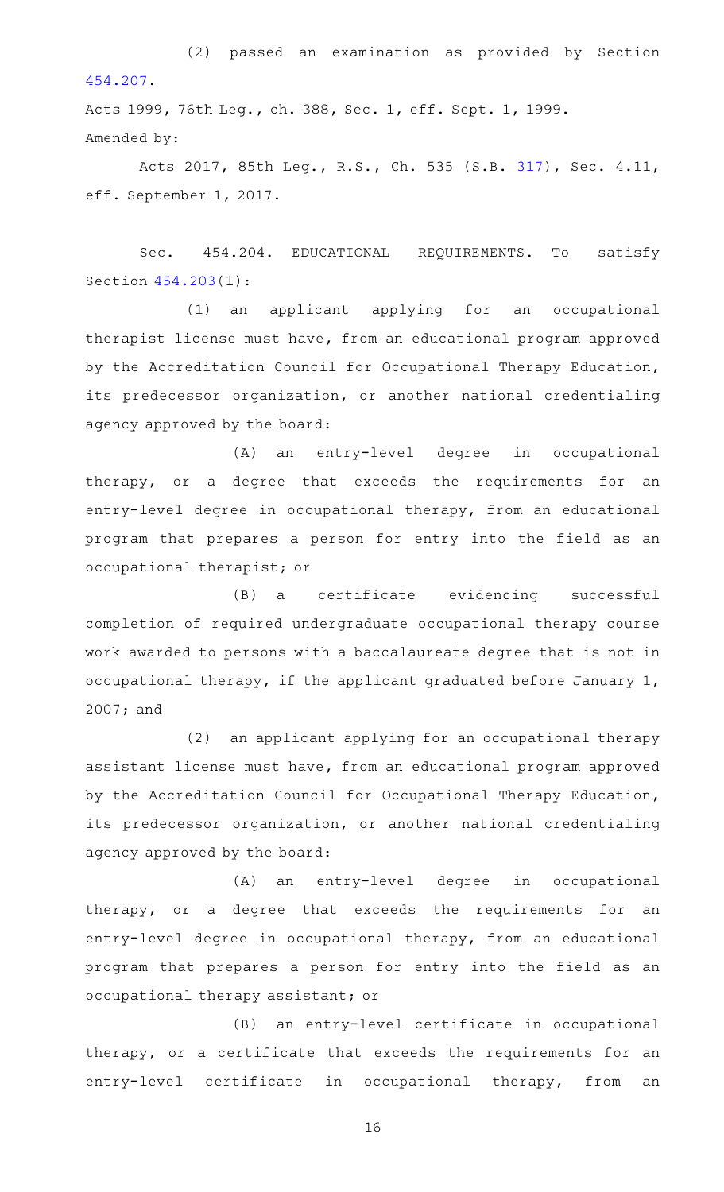(2) passed an examination as provided by Section 454.207.

Acts 1999, 76th Leg., ch. 388, Sec. 1, eff. Sept. 1, 1999.

Amended by:

Acts 2017, 85th Leg., R.S., Ch. 535 (S.B. 317), Sec. 4.11, eff. September 1, 2017.

Sec. 454.204. EDUCATIONAL REQUIREMENTS. To satisfy Section 454.203(1):

(1) an applicant applying for an occupational therapist license must have, from an educational program approved by the Accreditation Council for Occupational Therapy Education, its predecessor organization, or another national credentialing agency approved by the board:

(A) an entry-level degree in occupational therapy, or a degree that exceeds the requirements for an entry-level degree in occupational therapy, from an educational program that prepares a person for entry into the field as an occupational therapist; or

(B) a certificate evidencing successful completion of required undergraduate occupational therapy course work awarded to persons with a baccalaureate degree that is not in occupational therapy, if the applicant graduated before January 1, 2007; and

(2) an applicant applying for an occupational therapy assistant license must have, from an educational program approved by the Accreditation Council for Occupational Therapy Education, its predecessor organization, or another national credentialing agency approved by the board:

(A) an entry-level degree in occupational therapy, or a degree that exceeds the requirements for an entry-level degree in occupational therapy, from an educational program that prepares a person for entry into the field as an occupational therapy assistant; or

(B) an entry-level certificate in occupational therapy, or a certificate that exceeds the requirements for an entry-level certificate in occupational therapy, from an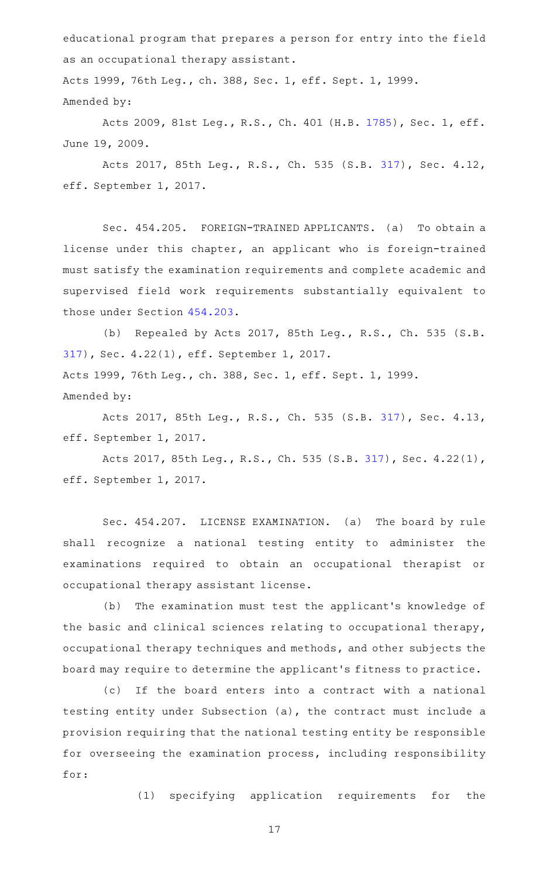educational program that prepares a person for entry into the field as an occupational therapy assistant.

Acts 1999, 76th Leg., ch. 388, Sec. 1, eff. Sept. 1, 1999.

Amended by:

Acts 2009, 81st Leg., R.S., Ch. 401 (H.B. 1785), Sec. 1, eff. June 19, 2009.

Acts 2017, 85th Leg., R.S., Ch. 535 (S.B. 317), Sec. 4.12, eff. September 1, 2017.

Sec. 454.205. FOREIGN-TRAINED APPLICANTS. (a) To obtain a license under this chapter, an applicant who is foreign-trained must satisfy the examination requirements and complete academic and supervised field work requirements substantially equivalent to those under Section 454.203.

(b) Repealed by Acts 2017, 85th Leg., R.S., Ch. 535 (S.B. 317), Sec. 4.22(1), eff. September 1, 2017.

Acts 1999, 76th Leg., ch. 388, Sec. 1, eff. Sept. 1, 1999.

Amended by:

Acts 2017, 85th Leg., R.S., Ch. 535 (S.B. 317), Sec. 4.13, eff. September 1, 2017.

Acts 2017, 85th Leg., R.S., Ch. 535 (S.B. 317), Sec. 4.22(1), eff. September 1, 2017.

Sec. 454.207. LICENSE EXAMINATION. (a) The board by rule shall recognize a national testing entity to administer the examinations required to obtain an occupational therapist or occupational therapy assistant license.

(b) The examination must test the applicant's knowledge of the basic and clinical sciences relating to occupational therapy, occupational therapy techniques and methods, and other subjects the board may require to determine the applicant's fitness to practice.

(c) If the board enters into a contract with a national testing entity under Subsection (a), the contract must include a provision requiring that the national testing entity be responsible for overseeing the examination process, including responsibility for:

(1) specifying application requirements for the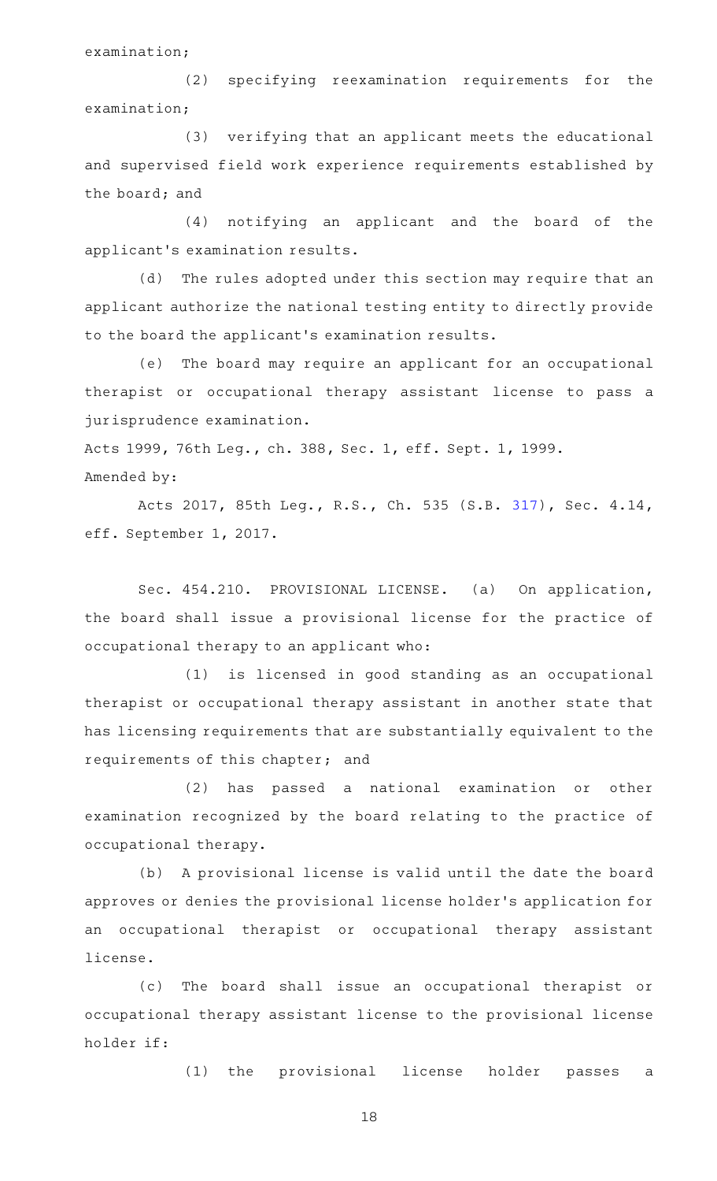examination;

(2) specifying reexamination requirements for the examination;

(3) verifying that an applicant meets the educational and supervised field work experience requirements established by the board; and

(4) notifying an applicant and the board of the applicant's examination results.

(d) The rules adopted under this section may require that an applicant authorize the national testing entity to directly provide to the board the applicant's examination results.

(e) The board may require an applicant for an occupational therapist or occupational therapy assistant license to pass a jurisprudence examination.

Acts 1999, 76th Leg., ch. 388, Sec. 1, eff. Sept. 1, 1999.

Amended by:

Acts 2017, 85th Leg., R.S., Ch. 535 (S.B. 317), Sec. 4.14, eff. September 1, 2017.

Sec. 454.210. PROVISIONAL LICENSE. (a) On application, the board shall issue a provisional license for the practice of occupational therapy to an applicant who:

(1) is licensed in good standing as an occupational therapist or occupational therapy assistant in another state that has licensing requirements that are substantially equivalent to the requirements of this chapter; and

(2) has passed a national examination or other examination recognized by the board relating to the practice of occupational therapy.

(b) A provisional license is valid until the date the board approves or denies the provisional license holder's application for an occupational therapist or occupational therapy assistant license.

(c) The board shall issue an occupational therapist or occupational therapy assistant license to the provisional license holder if:

(1) the provisional license holder passes a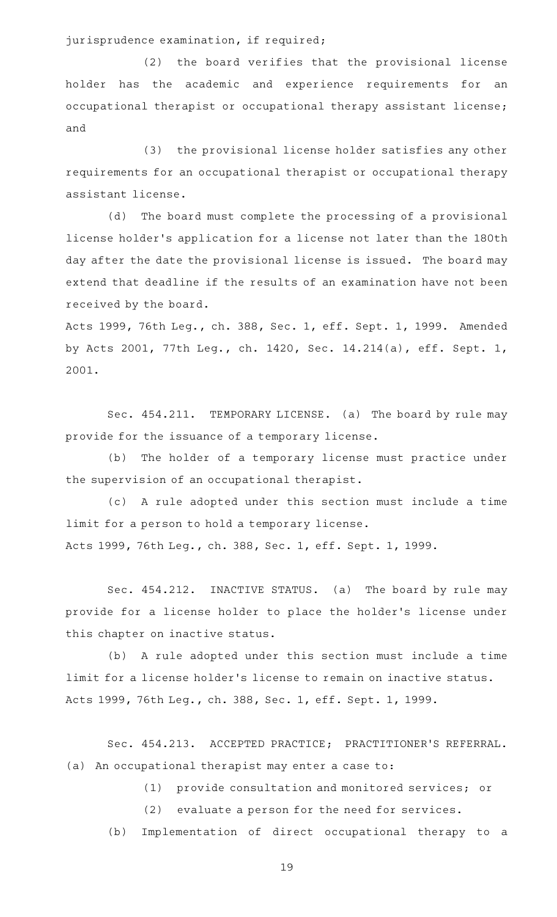jurisprudence examination, if required;

(2) the board verifies that the provisional license holder has the academic and experience requirements for an occupational therapist or occupational therapy assistant license; and

(3) the provisional license holder satisfies any other requirements for an occupational therapist or occupational therapy assistant license.

(d) The board must complete the processing of a provisional license holder's application for a license not later than the 180th day after the date the provisional license is issued. The board may extend that deadline if the results of an examination have not been received by the board.

Acts 1999, 76th Leg., ch. 388, Sec. 1, eff. Sept. 1, 1999. Amended by Acts 2001, 77th Leg., ch. 1420, Sec. 14.214(a), eff. Sept. 1, 2001.

Sec. 454.211. TEMPORARY LICENSE. (a) The board by rule may provide for the issuance of a temporary license.

(b) The holder of a temporary license must practice under the supervision of an occupational therapist.

(c) A rule adopted under this section must include a time limit for a person to hold a temporary license.

Acts 1999, 76th Leg., ch. 388, Sec. 1, eff. Sept. 1, 1999.

Sec. 454.212. INACTIVE STATUS. (a) The board by rule may provide for a license holder to place the holder's license under this chapter on inactive status.

(b) A rule adopted under this section must include a time limit for a license holder's license to remain on inactive status.

Acts 1999, 76th Leg., ch. 388, Sec. 1, eff. Sept. 1, 1999.

Sec. 454.213. ACCEPTED PRACTICE; PRACTITIONER'S REFERRAL. (a) An occupational therapist may enter a case to:

(1) provide consultation and monitored services; or

(2) evaluate a person for the need for services.

(b) Implementation of direct occupational therapy to a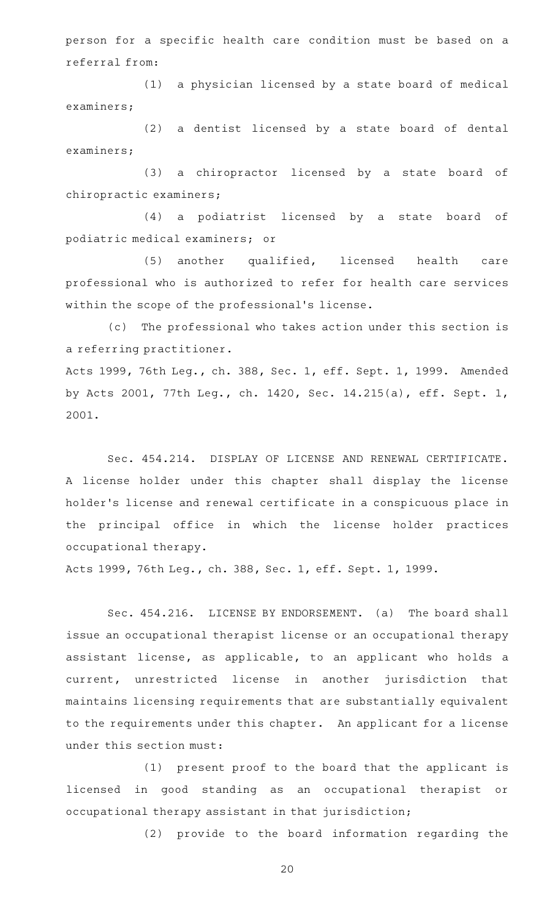person for a specific health care condition must be based on a referral from:

(1) a physician licensed by a state board of medical examiners;

(2) a dentist licensed by a state board of dental examiners;

(3) a chiropractor licensed by a state board of chiropractic examiners;

(4) a podiatrist licensed by a state board of podiatric medical examiners; or

(5) another qualified, licensed health care professional who is authorized to refer for health care services within the scope of the professional's license.

(c) The professional who takes action under this section is a referring practitioner.

Acts 1999, 76th Leg., ch. 388, Sec. 1, eff. Sept. 1, 1999. Amended by Acts 2001, 77th Leg., ch. 1420, Sec. 14.215(a), eff. Sept. 1, 2001.

Sec. 454.214. DISPLAY OF LICENSE AND RENEWAL CERTIFICATE. A license holder under this chapter shall display the license holder's license and renewal certificate in a conspicuous place in the principal office in which the license holder practices occupational therapy.

Acts 1999, 76th Leg., ch. 388, Sec. 1, eff. Sept. 1, 1999.

Sec. 454.216. LICENSE BY ENDORSEMENT. (a) The board shall issue an occupational therapist license or an occupational therapy assistant license, as applicable, to an applicant who holds a current, unrestricted license in another jurisdiction that maintains licensing requirements that are substantially equivalent to the requirements under this chapter. An applicant for a license under this section must:

(1) present proof to the board that the applicant is licensed in good standing as an occupational therapist or occupational therapy assistant in that jurisdiction;

(2) provide to the board information regarding the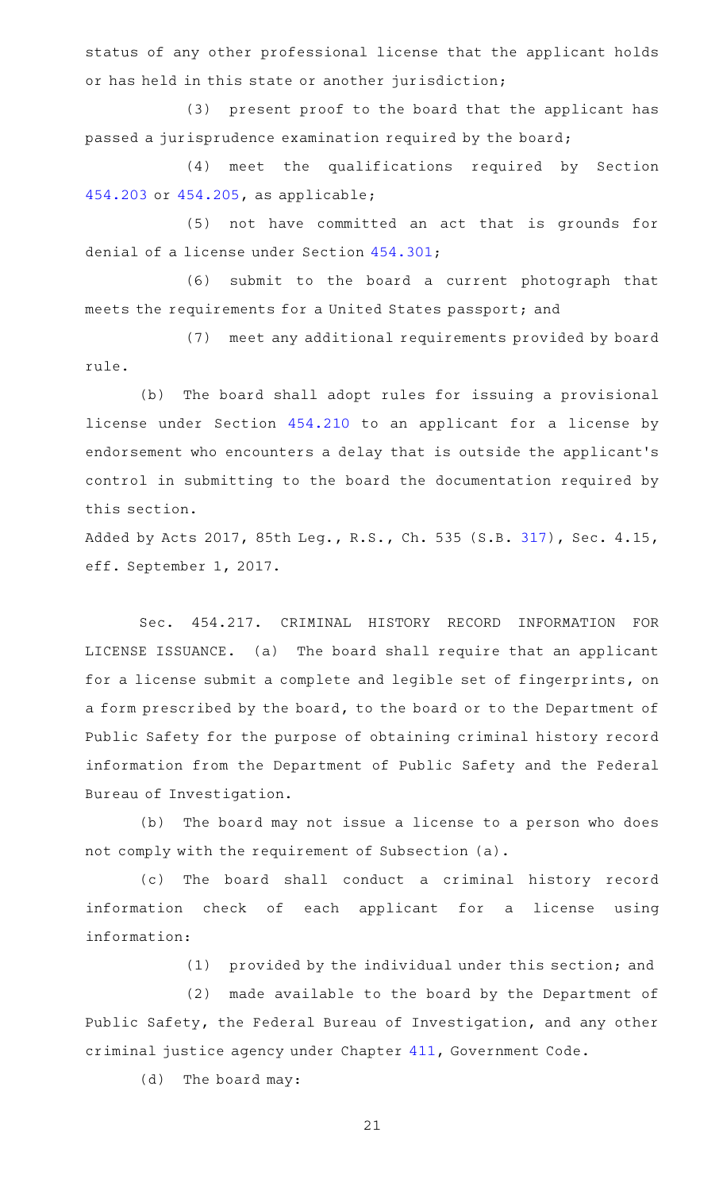status of any other professional license that the applicant holds or has held in this state or another jurisdiction;

(3) present proof to the board that the applicant has passed a jurisprudence examination required by the board;

(4) meet the qualifications required by Section 454.203 or 454.205, as applicable;

(5) not have committed an act that is grounds for denial of a license under Section 454.301;

(6) submit to the board a current photograph that meets the requirements for a United States passport; and

(7) meet any additional requirements provided by board rule.

(b) The board shall adopt rules for issuing a provisional license under Section 454.210 to an applicant for a license by endorsement who encounters a delay that is outside the applicant's control in submitting to the board the documentation required by this section.

Added by Acts 2017, 85th Leg., R.S., Ch. 535 (S.B. 317), Sec. 4.15, eff. September 1, 2017.

Sec. 454.217. CRIMINAL HISTORY RECORD INFORMATION FOR LICENSE ISSUANCE. (a) The board shall require that an applicant for a license submit a complete and legible set of fingerprints, on a form prescribed by the board, to the board or to the Department of Public Safety for the purpose of obtaining criminal history record information from the Department of Public Safety and the Federal Bureau of Investigation.

(b) The board may not issue a license to a person who does not comply with the requirement of Subsection (a).

(c) The board shall conduct a criminal history record information check of each applicant for a license using information:

(1) provided by the individual under this section; and

(2) made available to the board by the Department of Public Safety, the Federal Bureau of Investigation, and any other criminal justice agency under Chapter 411, Government Code.

(d) The board may: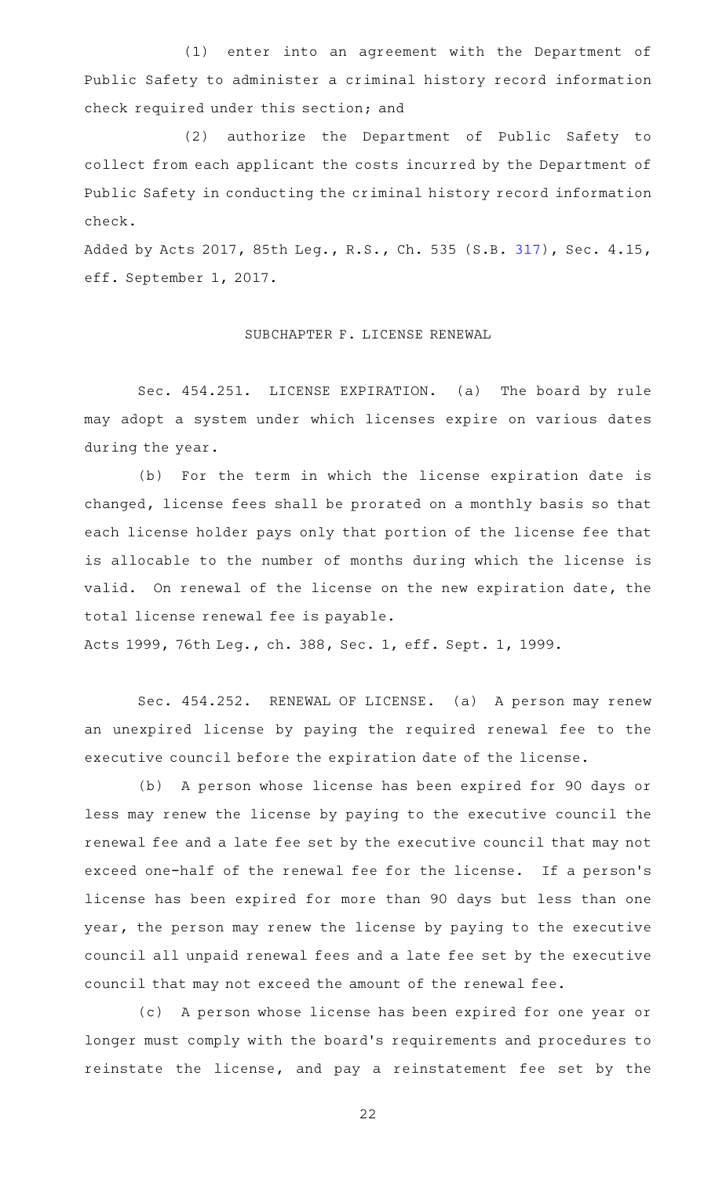(1) enter into an agreement with the Department of Public Safety to administer a criminal history record information check required under this section; and

(2) authorize the Department of Public Safety to collect from each applicant the costs incurred by the Department of Public Safety in conducting the criminal history record information check.

Added by Acts 2017, 85th Leg., R.S., Ch. 535 (S.B. 317), Sec. 4.15, eff. September 1, 2017.

## SUBCHAPTER F. LICENSE RENEWAL

Sec. 454.251. LICENSE EXPIRATION. (a) The board by rule may adopt a system under which licenses expire on various dates during the year.

(b) For the term in which the license expiration date is changed, license fees shall be prorated on a monthly basis so that each license holder pays only that portion of the license fee that is allocable to the number of months during which the license is valid. On renewal of the license on the new expiration date, the total license renewal fee is payable.

Acts 1999, 76th Leg., ch. 388, Sec. 1, eff. Sept. 1, 1999.

Sec. 454.252. RENEWAL OF LICENSE. (a) A person may renew an unexpired license by paying the required renewal fee to the executive council before the expiration date of the license.

(b) A person whose license has been expired for 90 days or less may renew the license by paying to the executive council the renewal fee and a late fee set by the executive council that may not exceed one-half of the renewal fee for the license. If a person's license has been expired for more than 90 days but less than one year, the person may renew the license by paying to the executive council all unpaid renewal fees and a late fee set by the executive council that may not exceed the amount of the renewal fee.

(c) A person whose license has been expired for one year or longer must comply with the board's requirements and procedures to reinstate the license, and pay a reinstatement fee set by the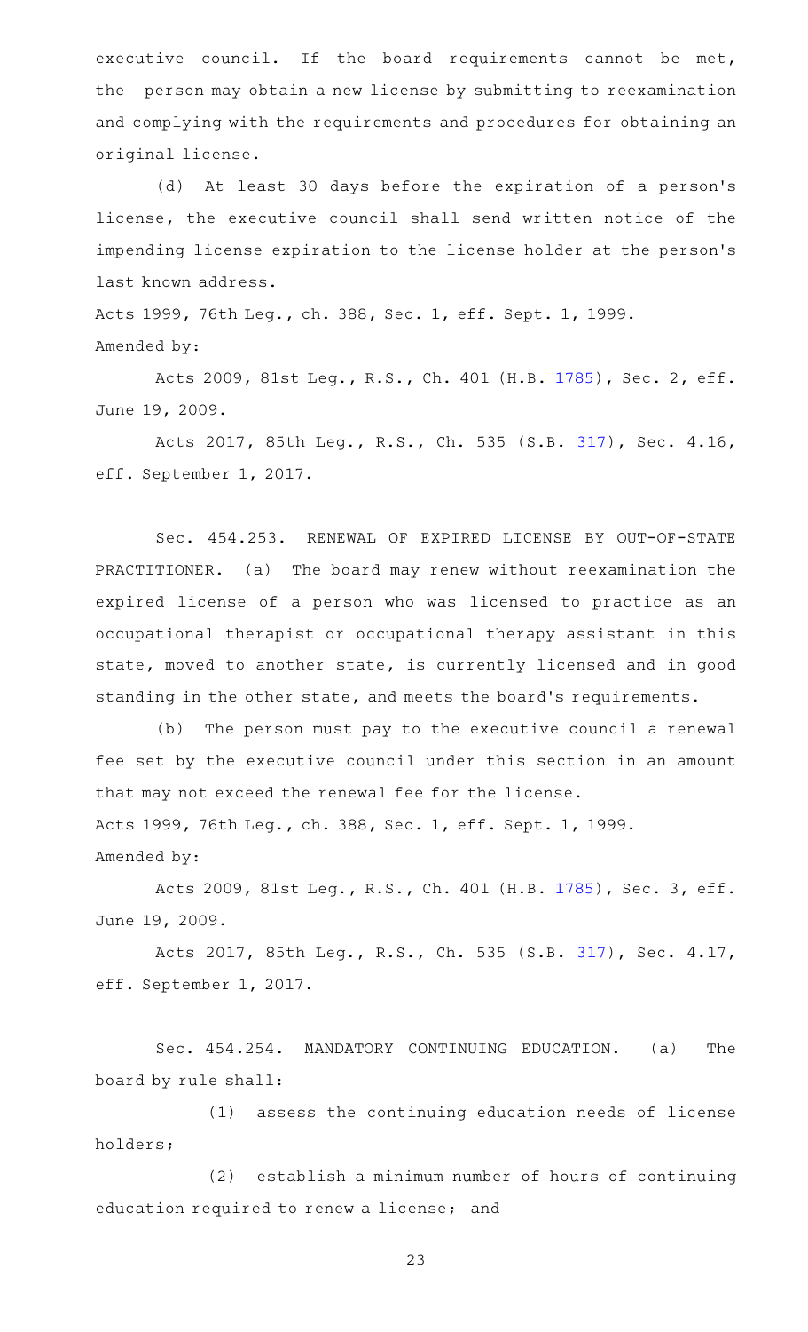executive council. If the board requirements cannot be met, the person may obtain a new license by submitting to reexamination and complying with the requirements and procedures for obtaining an original license.

(d) At least 30 days before the expiration of a person's license, the executive council shall send written notice of the impending license expiration to the license holder at the person's last known address.

Acts 1999, 76th Leg., ch. 388, Sec. 1, eff. Sept. 1, 1999.
Amended by:

Acts 2009, 81st Leg., R.S., Ch. 401 (H.B. 1785), Sec. 2, eff. June 19, 2009.

Acts 2017, 85th Leg., R.S., Ch. 535 (S.B. 317), Sec. 4.16, eff. September 1, 2017.

Sec. 454.253. RENEWAL OF EXPIRED LICENSE BY OUT-OF-STATE PRACTITIONER. (a) The board may renew without reexamination the expired license of a person who was licensed to practice as an occupational therapist or occupational therapy assistant in this state, moved to another state, is currently licensed and in good standing in the other state, and meets the board's requirements.

(b) The person must pay to the executive council a renewal fee set by the executive council under this section in an amount that may not exceed the renewal fee for the license.

Acts 1999, 76th Leg., ch. 388, Sec. 1, eff. Sept. 1, 1999.
Amended by:

Acts 2009, 81st Leg., R.S., Ch. 401 (H.B. 1785), Sec. 3, eff. June 19, 2009.

Acts 2017, 85th Leg., R.S., Ch. 535 (S.B. 317), Sec. 4.17, eff. September 1, 2017.

Sec. 454.254. MANDATORY CONTINUING EDUCATION. (a) The board by rule shall:

(1) assess the continuing education needs of license holders;

(2) establish a minimum number of hours of continuing education required to renew a license; and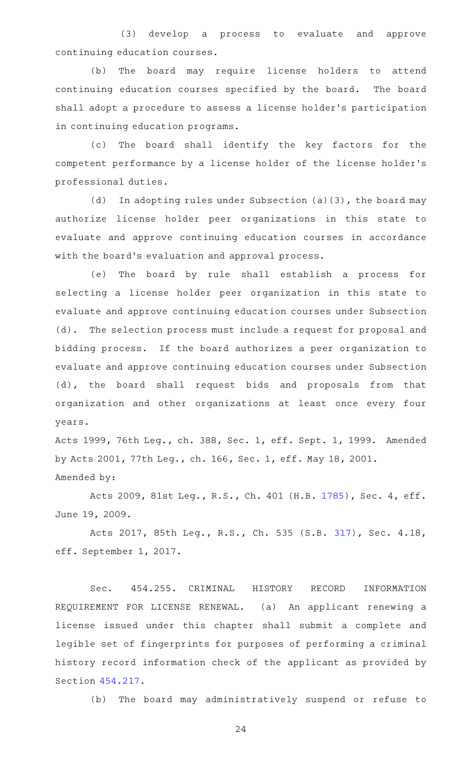(3) develop a process to evaluate and approve continuing education courses.

(b) The board may require license holders to attend continuing education courses specified by the board. The board shall adopt a procedure to assess a license holder's participation in continuing education programs.

(c) The board shall identify the key factors for the competent performance by a license holder of the license holder's professional duties.

(d) In adopting rules under Subsection (a)(3), the board may authorize license holder peer organizations in this state to evaluate and approve continuing education courses in accordance with the board's evaluation and approval process.

(e) The board by rule shall establish a process for selecting a license holder peer organization in this state to evaluate and approve continuing education courses under Subsection (d). The selection process must include a request for proposal and bidding process. If the board authorizes a peer organization to evaluate and approve continuing education courses under Subsection (d), the board shall request bids and proposals from that organization and other organizations at least once every four years.

Acts 1999, 76th Leg., ch. 388, Sec. 1, eff. Sept. 1, 1999. Amended by Acts 2001, 77th Leg., ch. 166, Sec. 1, eff. May 18, 2001.

Amended by:

Acts 2009, 81st Leg., R.S., Ch. 401 (H.B. 1785), Sec. 4, eff. June 19, 2009.

Acts 2017, 85th Leg., R.S., Ch. 535 (S.B. 317), Sec. 4.18, eff. September 1, 2017.

Sec. 454.255. CRIMINAL HISTORY RECORD INFORMATION REQUIREMENT FOR LICENSE RENEWAL. (a) An applicant renewing a license issued under this chapter shall submit a complete and legible set of fingerprints for purposes of performing a criminal history record information check of the applicant as provided by Section 454.217.

(b) The board may administratively suspend or refuse to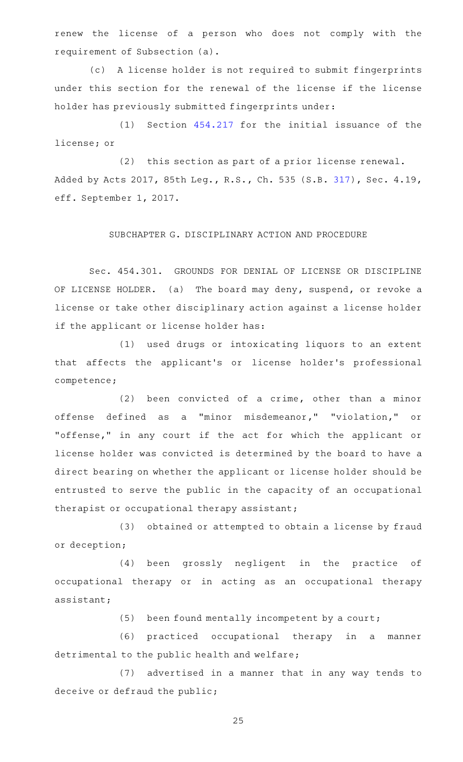renew the license of a person who does not comply with the requirement of Subsection (a).

(c) A license holder is not required to submit fingerprints under this section for the renewal of the license if the license holder has previously submitted fingerprints under:

(1) Section 454.217 for the initial issuance of the license; or

(2) this section as part of a prior license renewal.

Added by Acts 2017, 85th Leg., R.S., Ch. 535 (S.B. 317), Sec. 4.19, eff. September 1, 2017.

## SUBCHAPTER G. DISCIPLINARY ACTION AND PROCEDURE

Sec. 454.301. GROUNDS FOR DENIAL OF LICENSE OR DISCIPLINE OF LICENSE HOLDER. (a) The board may deny, suspend, or revoke a license or take other disciplinary action against a license holder if the applicant or license holder has:

(1) used drugs or intoxicating liquors to an extent that affects the applicant's or license holder's professional competence;

(2) been convicted of a crime, other than a minor offense defined as a "minor misdemeanor," "violation," or "offense," in any court if the act for which the applicant or license holder was convicted is determined by the board to have a direct bearing on whether the applicant or license holder should be entrusted to serve the public in the capacity of an occupational therapist or occupational therapy assistant;

(3) obtained or attempted to obtain a license by fraud or deception;

(4) been grossly negligent in the practice of occupational therapy or in acting as an occupational therapy assistant;

(5) been found mentally incompetent by a court;

(6) practiced occupational therapy in a manner detrimental to the public health and welfare;

(7) advertised in a manner that in any way tends to deceive or defraud the public;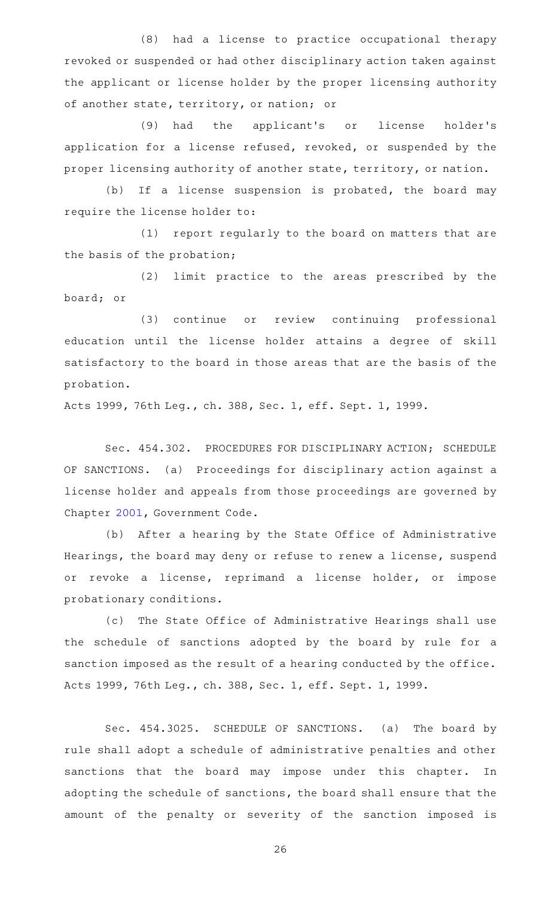(8) had a license to practice occupational therapy revoked or suspended or had other disciplinary action taken against the applicant or license holder by the proper licensing authority of another state, territory, or nation; or

(9) had the applicant's or license holder's application for a license refused, revoked, or suspended by the proper licensing authority of another state, territory, or nation.

(b) If a license suspension is probated, the board may require the license holder to:

(1) report regularly to the board on matters that are the basis of the probation;

(2) limit practice to the areas prescribed by the board; or

(3) continue or review continuing professional education until the license holder attains a degree of skill satisfactory to the board in those areas that are the basis of the probation.

Acts 1999, 76th Leg., ch. 388, Sec. 1, eff. Sept. 1, 1999.

Sec. 454.302. PROCEDURES FOR DISCIPLINARY ACTION; SCHEDULE OF SANCTIONS. (a) Proceedings for disciplinary action against a license holder and appeals from those proceedings are governed by Chapter 2001, Government Code.

(b) After a hearing by the State Office of Administrative Hearings, the board may deny or refuse to renew a license, suspend or revoke a license, reprimand a license holder, or impose probationary conditions.

(c) The State Office of Administrative Hearings shall use the schedule of sanctions adopted by the board by rule for a sanction imposed as the result of a hearing conducted by the office.

Acts 1999, 76th Leg., ch. 388, Sec. 1, eff. Sept. 1, 1999.

Sec. 454.3025. SCHEDULE OF SANCTIONS. (a) The board by rule shall adopt a schedule of administrative penalties and other sanctions that the board may impose under this chapter. In adopting the schedule of sanctions, the board shall ensure that the amount of the penalty or severity of the sanction imposed is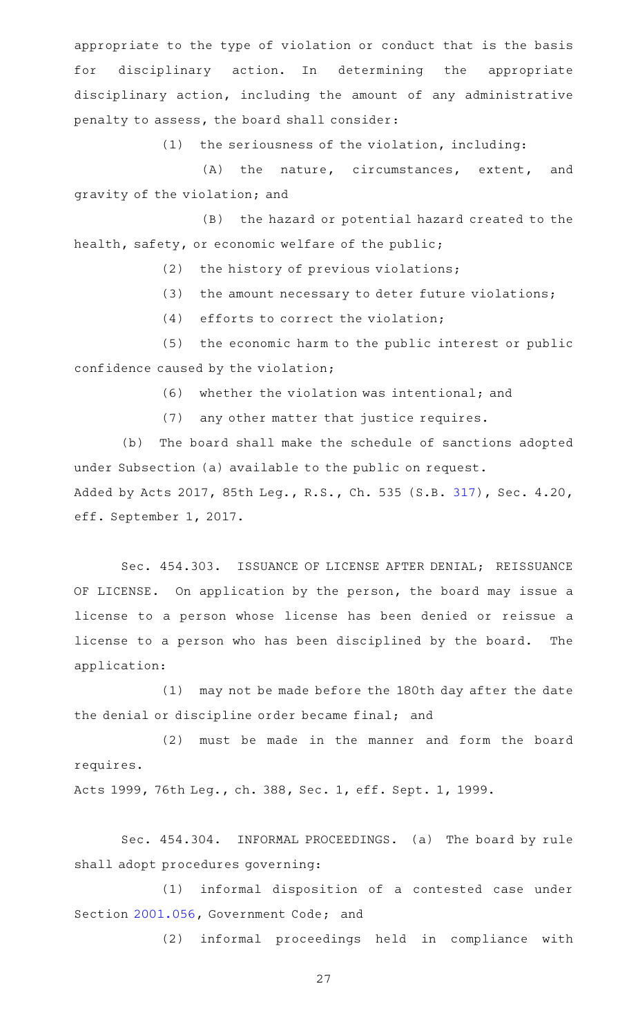appropriate to the type of violation or conduct that is the basis for disciplinary action. In determining the appropriate disciplinary action, including the amount of any administrative penalty to assess, the board shall consider:

(1) the seriousness of the violation, including:

(A) the nature, circumstances, extent, and gravity of the violation; and

(B) the hazard or potential hazard created to the health, safety, or economic welfare of the public;

(2) the history of previous violations;

(3) the amount necessary to deter future violations;

(4) efforts to correct the violation;

(5) the economic harm to the public interest or public confidence caused by the violation;

(6) whether the violation was intentional; and

(7) any other matter that justice requires.

(b) The board shall make the schedule of sanctions adopted under Subsection (a) available to the public on request.

Added by Acts 2017, 85th Leg., R.S., Ch. 535 (S.B. 317), Sec. 4.20, eff. September 1, 2017.

Sec. 454.303. ISSUANCE OF LICENSE AFTER DENIAL; REISSUANCE OF LICENSE. On application by the person, the board may issue a license to a person whose license has been denied or reissue a license to a person who has been disciplined by the board. The application:

(1) may not be made before the 180th day after the date the denial or discipline order became final; and

(2) must be made in the manner and form the board requires.

Acts 1999, 76th Leg., ch. 388, Sec. 1, eff. Sept. 1, 1999.

Sec. 454.304. INFORMAL PROCEEDINGS. (a) The board by rule shall adopt procedures governing:

(1) informal disposition of a contested case under Section 2001.056, Government Code; and

(2) informal proceedings held in compliance with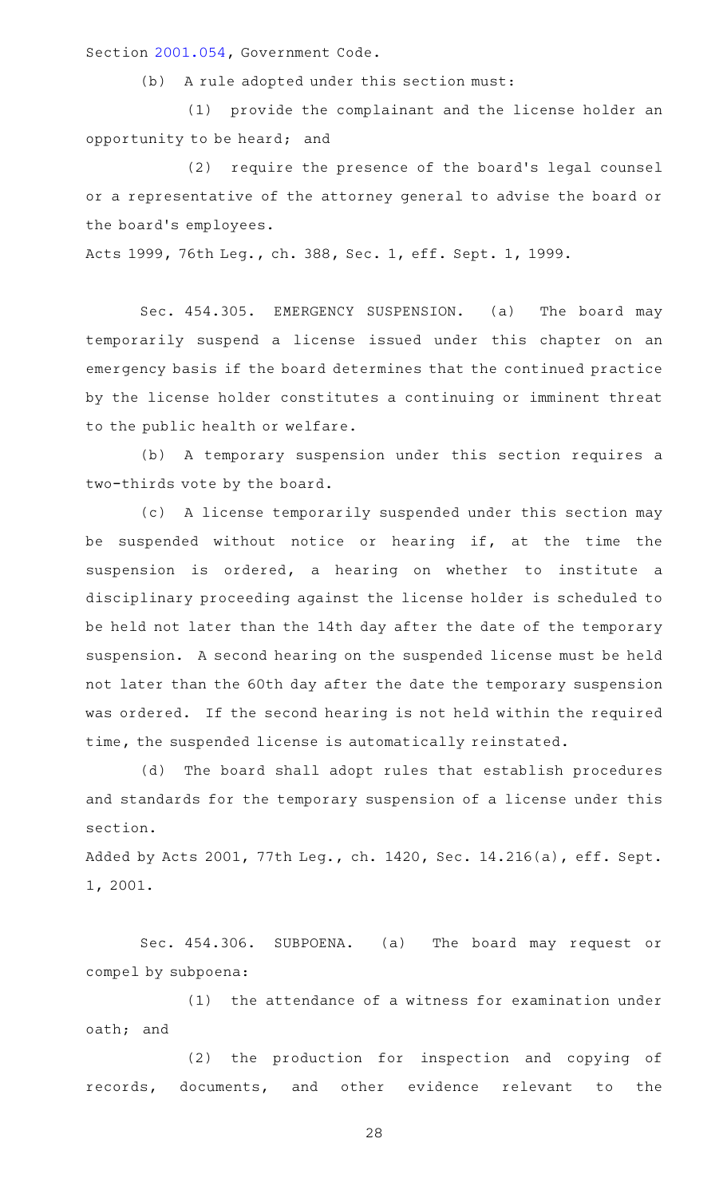Section 2001.054, Government Code.

(b) A rule adopted under this section must:

(1) provide the complainant and the license holder an opportunity to be heard; and

(2) require the presence of the board's legal counsel or a representative of the attorney general to advise the board or the board's employees.

Acts 1999, 76th Leg., ch. 388, Sec. 1, eff. Sept. 1, 1999.

Sec. 454.305. EMERGENCY SUSPENSION. (a) The board may temporarily suspend a license issued under this chapter on an emergency basis if the board determines that the continued practice by the license holder constitutes a continuing or imminent threat to the public health or welfare.

(b) A temporary suspension under this section requires a two-thirds vote by the board.

(c) A license temporarily suspended under this section may be suspended without notice or hearing if, at the time the suspension is ordered, a hearing on whether to institute a disciplinary proceeding against the license holder is scheduled to be held not later than the 14th day after the date of the temporary suspension. A second hearing on the suspended license must be held not later than the 60th day after the date the temporary suspension was ordered. If the second hearing is not held within the required time, the suspended license is automatically reinstated.

(d) The board shall adopt rules that establish procedures and standards for the temporary suspension of a license under this section.

Added by Acts 2001, 77th Leg., ch. 1420, Sec. 14.216(a), eff. Sept. 1, 2001.

Sec. 454.306. SUBPOENA. (a) The board may request or compel by subpoena:

(1) the attendance of a witness for examination under oath; and

(2) the production for inspection and copying of records, documents, and other evidence relevant to the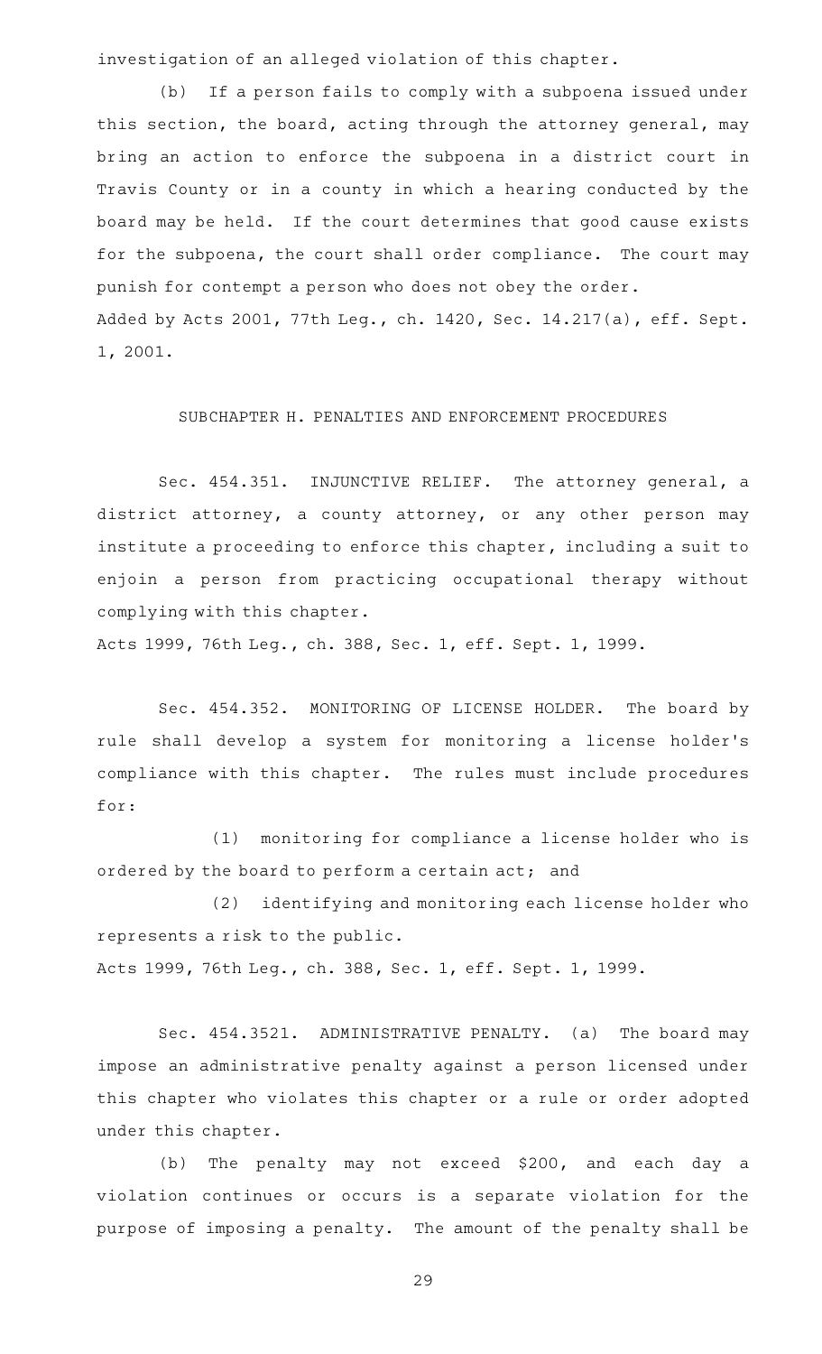investigation of an alleged violation of this chapter.

(b) If a person fails to comply with a subpoena issued under this section, the board, acting through the attorney general, may bring an action to enforce the subpoena in a district court in Travis County or in a county in which a hearing conducted by the board may be held. If the court determines that good cause exists for the subpoena, the court shall order compliance. The court may punish for contempt a person who does not obey the order.

Added by Acts 2001, 77th Leg., ch. 1420, Sec. 14.217(a), eff. Sept. 1, 2001.

## SUBCHAPTER H. PENALTIES AND ENFORCEMENT PROCEDURES

Sec. 454.351. INJUNCTIVE RELIEF. The attorney general, a district attorney, a county attorney, or any other person may institute a proceeding to enforce this chapter, including a suit to enjoin a person from practicing occupational therapy without complying with this chapter.

Acts 1999, 76th Leg., ch. 388, Sec. 1, eff. Sept. 1, 1999.

Sec. 454.352. MONITORING OF LICENSE HOLDER. The board by rule shall develop a system for monitoring a license holder's compliance with this chapter. The rules must include procedures for:

(1) monitoring for compliance a license holder who is ordered by the board to perform a certain act; and

(2) identifying and monitoring each license holder who represents a risk to the public.

Acts 1999, 76th Leg., ch. 388, Sec. 1, eff. Sept. 1, 1999.

Sec. 454.3521. ADMINISTRATIVE PENALTY. (a) The board may impose an administrative penalty against a person licensed under this chapter who violates this chapter or a rule or order adopted under this chapter.

(b) The penalty may not exceed $200, and each day a violation continues or occurs is a separate violation for the purpose of imposing a penalty. The amount of the penalty shall be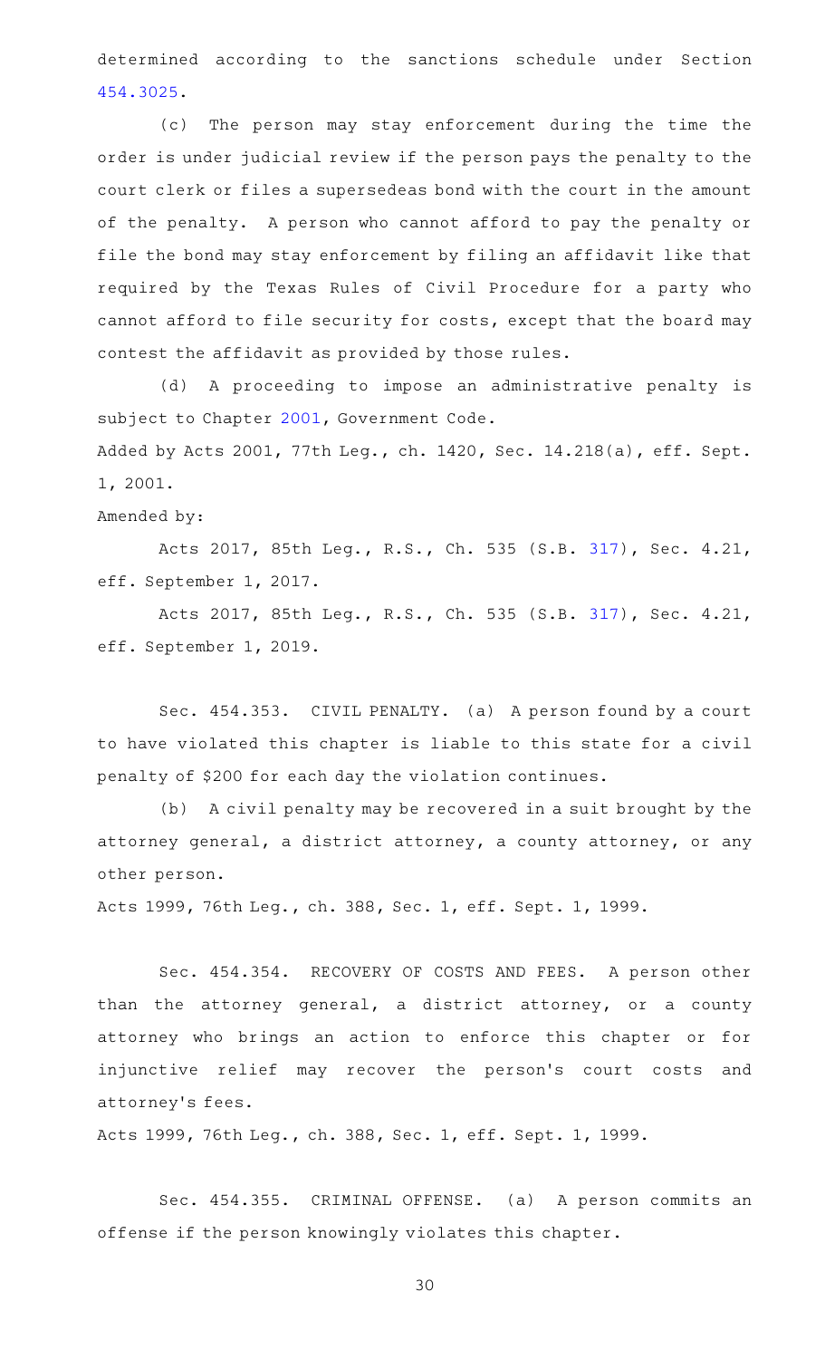determined according to the sanctions schedule under Section 454.3025.

(c) The person may stay enforcement during the time the order is under judicial review if the person pays the penalty to the court clerk or files a supersedeas bond with the court in the amount of the penalty. A person who cannot afford to pay the penalty or file the bond may stay enforcement by filing an affidavit like that required by the Texas Rules of Civil Procedure for a party who cannot afford to file security for costs, except that the board may contest the affidavit as provided by those rules.

(d) A proceeding to impose an administrative penalty is subject to Chapter 2001, Government Code.

Added by Acts 2001, 77th Leg., ch. 1420, Sec. 14.218(a), eff. Sept. 1, 2001.

Amended by:

Acts 2017, 85th Leg., R.S., Ch. 535 (S.B. 317), Sec. 4.21, eff. September 1, 2017.

Acts 2017, 85th Leg., R.S., Ch. 535 (S.B. 317), Sec. 4.21, eff. September 1, 2019.

Sec. 454.353. CIVIL PENALTY. (a) A person found by a court to have violated this chapter is liable to this state for a civil penalty of $200 for each day the violation continues.

(b) A civil penalty may be recovered in a suit brought by the attorney general, a district attorney, a county attorney, or any other person.

Acts 1999, 76th Leg., ch. 388, Sec. 1, eff. Sept. 1, 1999.

Sec. 454.354. RECOVERY OF COSTS AND FEES. A person other than the attorney general, a district attorney, or a county attorney who brings an action to enforce this chapter or for injunctive relief may recover the person's court costs and attorney's fees.

Acts 1999, 76th Leg., ch. 388, Sec. 1, eff. Sept. 1, 1999.

Sec. 454.355. CRIMINAL OFFENSE. (a) A person commits an offense if the person knowingly violates this chapter.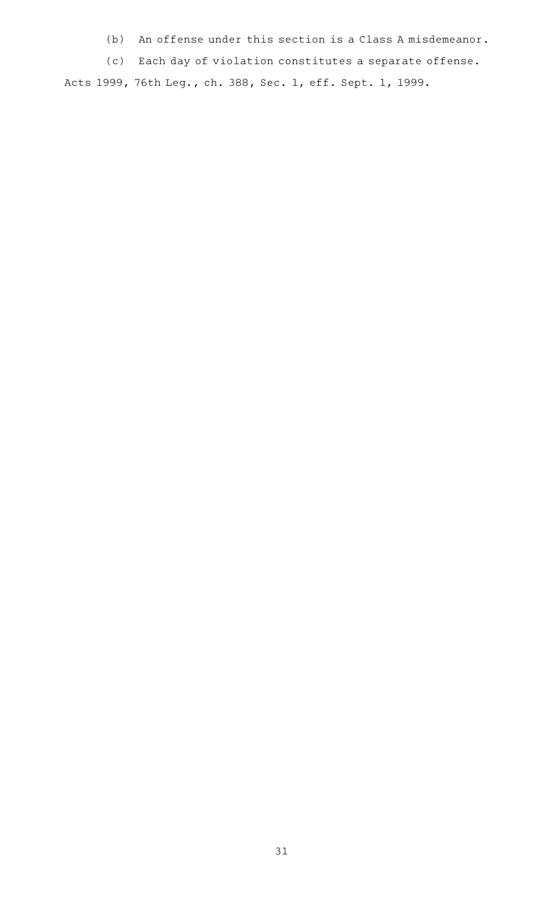(b) An offense under this section is a Class A misdemeanor.

(c) Each day of violation constitutes a separate offense.

Acts 1999, 76th Leg., ch. 388, Sec. 1, eff. Sept. 1, 1999.